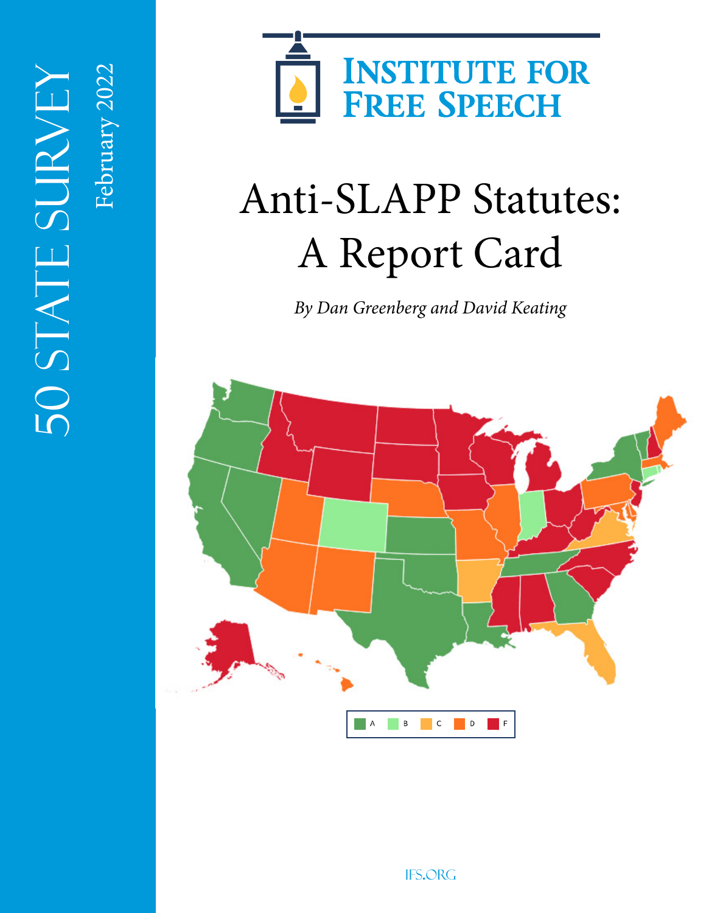50 STATE SURVEY

February 2022

INSTITUTE FOR FREE SPEECH

# Anti-SLAPP Statutes: A Report Card

*By Dan Greenberg and David Keating*

A B C D F

IFS.ORG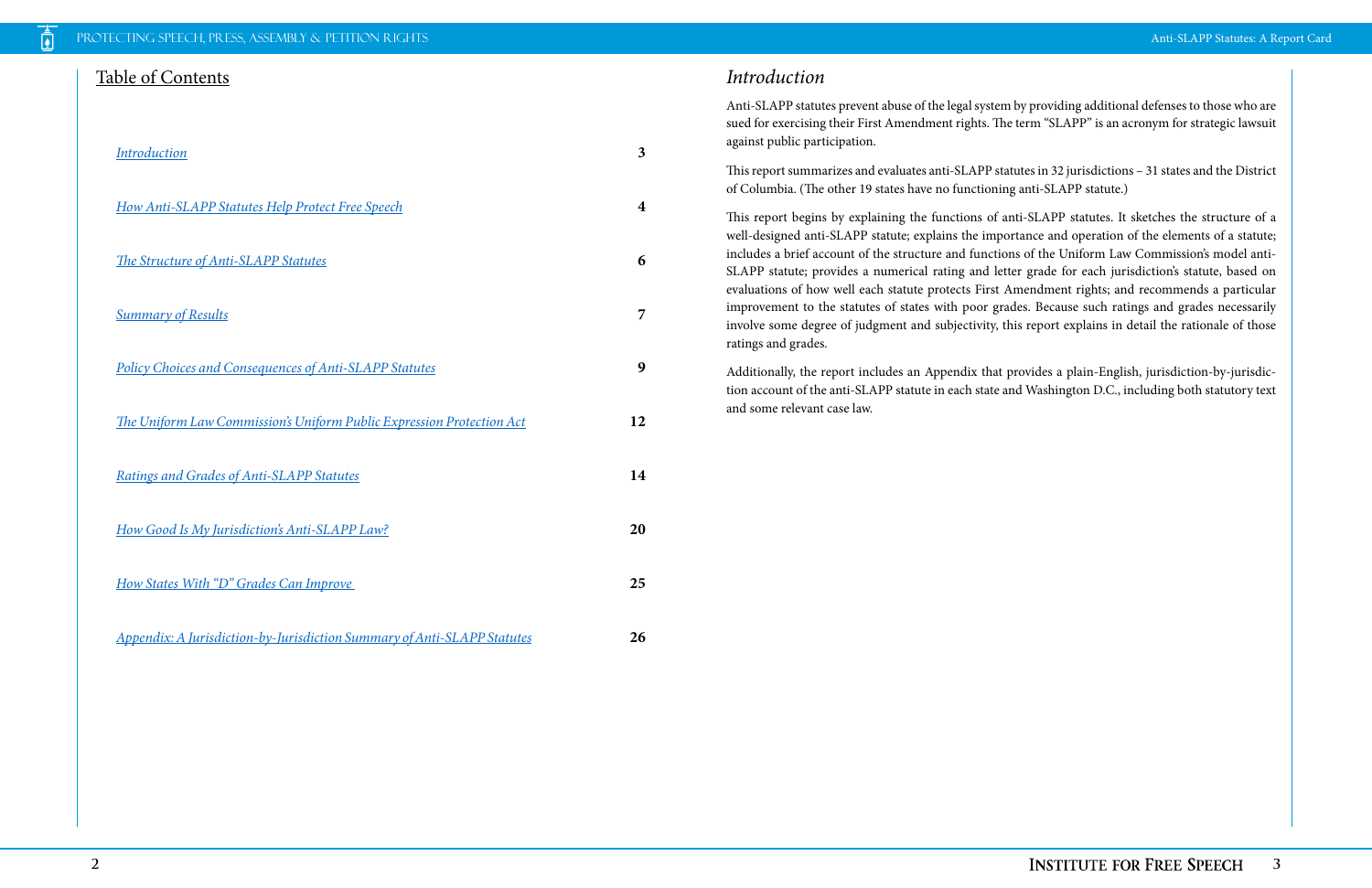## Table of Contents

| | |
|---|---|
| *Introduction* | 3 |
| *How Anti-SLAPP Statutes Help Protect Free Speech* | 4 |
| *The Structure of Anti-SLAPP Statutes* | 6 |
| *Summary of Results* | 7 |
| *Policy Choices and Consequences of Anti-SLAPP Statutes* | 9 |
| *The Uniform Law Commission's Uniform Public Expression Protection Act* | 12 |
| *Ratings and Grades of Anti-SLAPP Statutes* | 14 |
| *How Good Is My Jurisdiction's Anti-SLAPP Law?* | 20 |
| *How States With "D" Grades Can Improve* | 25 |
| *Appendix: A Jurisdiction-by-Jurisdiction Summary of Anti-SLAPP Statutes* | 26 |

## *Introduction*

Anti-SLAPP statutes prevent abuse of the legal system by providing additional defenses to those who are sued for exercising their First Amendment rights. The term "SLAPP" is an acronym for strategic lawsuit against public participation.

This report summarizes and evaluates anti-SLAPP statutes in 32 jurisdictions – 31 states and the District of Columbia. (The other 19 states have no functioning anti-SLAPP statute.)

This report begins by explaining the functions of anti-SLAPP statutes. It sketches the structure of a well-designed anti-SLAPP statute; explains the importance and operation of the elements of a statute; includes a brief account of the structure and functions of the Uniform Law Commission's model anti-SLAPP statute; provides a numerical rating and letter grade for each jurisdiction's statute, based on evaluations of how well each statute protects First Amendment rights; and recommends a particular improvement to the statutes of states with poor grades. Because such ratings and grades necessarily involve some degree of judgment and subjectivity, this report explains in detail the rationale of those ratings and grades.

Additionally, the report includes an Appendix that provides a plain-English, jurisdiction-by-jurisdiction account of the anti-SLAPP statute in each state and Washington D.C., including both statutory text and some relevant case law.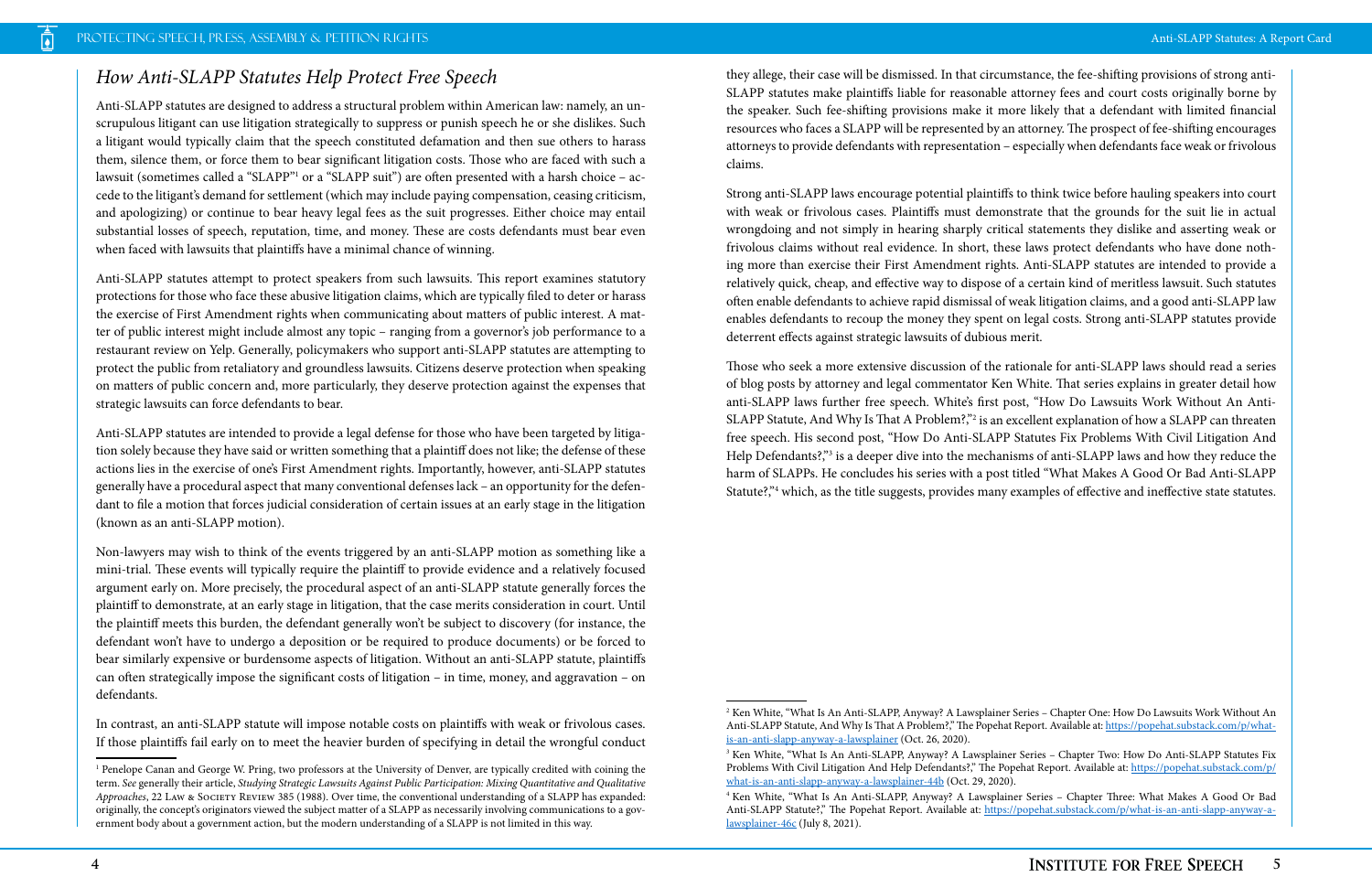## *How Anti-SLAPP Statutes Help Protect Free Speech*

Anti-SLAPP statutes are designed to address a structural problem within American law: namely, an unscrupulous litigant can use litigation strategically to suppress or punish speech he or she dislikes. Such a litigant would typically claim that the speech constituted defamation and then sue others to harass them, silence them, or force them to bear significant litigation costs. Those who are faced with such a lawsuit (sometimes called a "SLAPP"[1] or a "SLAPP suit") are often presented with a harsh choice – accede to the litigant's demand for settlement (which may include paying compensation, ceasing criticism, and apologizing) or continue to bear heavy legal fees as the suit progresses. Either choice may entail substantial losses of speech, reputation, time, and money. These are costs defendants must bear even when faced with lawsuits that plaintiffs have a minimal chance of winning.

Anti-SLAPP statutes attempt to protect speakers from such lawsuits. This report examines statutory protections for those who face these abusive litigation claims, which are typically filed to deter or harass the exercise of First Amendment rights when communicating about matters of public interest. A matter of public interest might include almost any topic – ranging from a governor's job performance to a restaurant review on Yelp. Generally, policymakers who support anti-SLAPP statutes are attempting to protect the public from retaliatory and groundless lawsuits. Citizens deserve protection when speaking on matters of public concern and, more particularly, they deserve protection against the expenses that strategic lawsuits can force defendants to bear.

Anti-SLAPP statutes are intended to provide a legal defense for those who have been targeted by litigation solely because they have said or written something that a plaintiff does not like; the defense of these actions lies in the exercise of one's First Amendment rights. Importantly, however, anti-SLAPP statutes generally have a procedural aspect that many conventional defenses lack – an opportunity for the defendant to file a motion that forces judicial consideration of certain issues at an early stage in the litigation (known as an anti-SLAPP motion).

Non-lawyers may wish to think of the events triggered by an anti-SLAPP motion as something like a mini-trial. These events will typically require the plaintiff to provide evidence and a relatively focused argument early on. More precisely, the procedural aspect of an anti-SLAPP statute generally forces the plaintiff to demonstrate, at an early stage in litigation, that the case merits consideration in court. Until the plaintiff meets this burden, the defendant generally won't be subject to discovery (for instance, the defendant won't have to undergo a deposition or be required to produce documents) or be forced to bear similarly expensive or burdensome aspects of litigation. Without an anti-SLAPP statute, plaintiffs can often strategically impose the significant costs of litigation – in time, money, and aggravation – on defendants.

In contrast, an anti-SLAPP statute will impose notable costs on plaintiffs with weak or frivolous cases. If those plaintiffs fail early on to meet the heavier burden of specifying in detail the wrongful conduct they allege, their case will be dismissed. In that circumstance, the fee-shifting provisions of strong anti-SLAPP statutes make plaintiffs liable for reasonable attorney fees and court costs originally borne by the speaker. Such fee-shifting provisions make it more likely that a defendant with limited financial resources who faces a SLAPP will be represented by an attorney. The prospect of fee-shifting encourages attorneys to provide defendants with representation – especially when defendants face weak or frivolous claims.

Strong anti-SLAPP laws encourage potential plaintiffs to think twice before hauling speakers into court with weak or frivolous cases. Plaintiffs must demonstrate that the grounds for the suit lie in actual wrongdoing and not simply in hearing sharply critical statements they dislike and asserting weak or frivolous claims without real evidence. In short, these laws protect defendants who have done nothing more than exercise their First Amendment rights. Anti-SLAPP statutes are intended to provide a relatively quick, cheap, and effective way to dispose of a certain kind of meritless lawsuit. Such statutes often enable defendants to achieve rapid dismissal of weak litigation claims, and a good anti-SLAPP law enables defendants to recoup the money they spent on legal costs. Strong anti-SLAPP statutes provide deterrent effects against strategic lawsuits of dubious merit.

Those who seek a more extensive discussion of the rationale for anti-SLAPP laws should read a series of blog posts by attorney and legal commentator Ken White. That series explains in greater detail how anti-SLAPP laws further free speech. White's first post, "How Do Lawsuits Work Without An Anti-SLAPP Statute, And Why Is That A Problem?,"[2] is an excellent explanation of how a SLAPP can threaten free speech. His second post, "How Do Anti-SLAPP Statutes Fix Problems With Civil Litigation And Help Defendants?,"[3] is a deeper dive into the mechanisms of anti-SLAPP laws and how they reduce the harm of SLAPPs. He concludes his series with a post titled "What Makes A Good Or Bad Anti-SLAPP Statute?,"[4] which, as the title suggests, provides many examples of effective and ineffective state statutes.

---

[1] Penelope Canan and George W. Pring, two professors at the University of Denver, are typically credited with coining the term. *See* generally their article, *Studying Strategic Lawsuits Against Public Participation: Mixing Quantitative and Qualitative Approaches*, 22 Law & Society Review 385 (1988). Over time, the conventional understanding of a SLAPP has expanded: originally, the concept's originators viewed the subject matter of a SLAPP as necessarily involving communications to a government body about a government action, but the modern understanding of a SLAPP is not limited in this way.

[2] Ken White, "What Is An Anti-SLAPP, Anyway? A Lawsplainer Series – Chapter One: How Do Lawsuits Work Without An Anti-SLAPP Statute, And Why Is That A Problem?," The Popehat Report. Available at: https://popehat.substack.com/p/what-is-an-anti-slapp-anyway-a-lawsplainer (Oct. 26, 2020).

[3] Ken White, "What Is An Anti-SLAPP, Anyway? A Lawsplainer Series – Chapter Two: How Do Anti-SLAPP Statutes Fix Problems With Civil Litigation And Help Defendants?," The Popehat Report. Available at: https://popehat.substack.com/p/what-is-an-anti-slapp-anyway-a-lawsplainer-44b (Oct. 29, 2020).

[4] Ken White, "What Is An Anti-SLAPP, Anyway? A Lawsplainer Series – Chapter Three: What Makes A Good Or Bad Anti-SLAPP Statute?," The Popehat Report. Available at: https://popehat.substack.com/p/what-is-an-anti-slapp-anyway-a-lawsplainer-46c (July 8, 2021).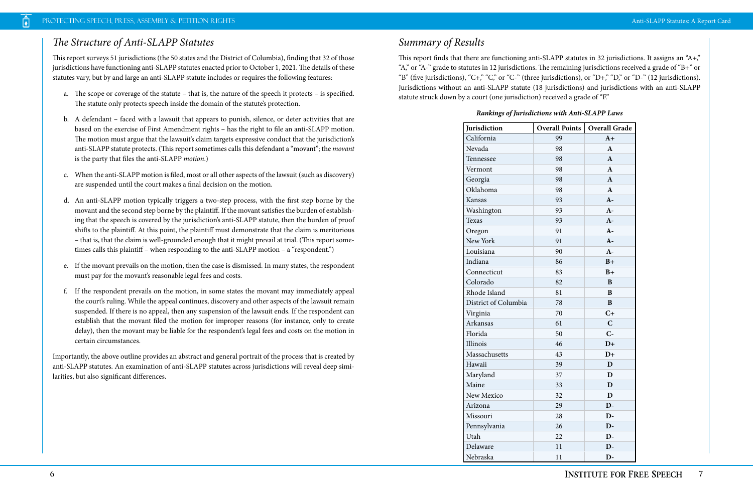## The Structure of Anti-SLAPP Statutes

This report surveys 51 jurisdictions (the 50 states and the District of Columbia), finding that 32 of those jurisdictions have functioning anti-SLAPP statutes enacted prior to October 1, 2021. The details of these statutes vary, but by and large an anti-SLAPP statute includes or requires the following features:

a. The scope or coverage of the statute – that is, the nature of the speech it protects – is specified. The statute only protects speech inside the domain of the statute's protection.

b. A defendant – faced with a lawsuit that appears to punish, silence, or deter activities that are based on the exercise of First Amendment rights – has the right to file an anti-SLAPP motion. The motion must argue that the lawsuit's claim targets expressive conduct that the jurisdiction's anti-SLAPP statute protects. (This report sometimes calls this defendant a "movant"; the *movant* is the party that files the anti-SLAPP *motion*.)

c. When the anti-SLAPP motion is filed, most or all other aspects of the lawsuit (such as discovery) are suspended until the court makes a final decision on the motion.

d. An anti-SLAPP motion typically triggers a two-step process, with the first step borne by the movant and the second step borne by the plaintiff. If the movant satisfies the burden of establishing that the speech is covered by the jurisdiction's anti-SLAPP statute, then the burden of proof shifts to the plaintiff. At this point, the plaintiff must demonstrate that the claim is meritorious – that is, that the claim is well-grounded enough that it might prevail at trial. (This report sometimes calls this plaintiff – when responding to the anti-SLAPP motion – a "respondent.")

e. If the movant prevails on the motion, then the case is dismissed. In many states, the respondent must pay for the movant's reasonable legal fees and costs.

f. If the respondent prevails on the motion, in some states the movant may immediately appeal the court's ruling. While the appeal continues, discovery and other aspects of the lawsuit remain suspended. If there is no appeal, then any suspension of the lawsuit ends. If the respondent can establish that the movant filed the motion for improper reasons (for instance, only to create delay), then the movant may be liable for the respondent's legal fees and costs on the motion in certain circumstances.

Importantly, the above outline provides an abstract and general portrait of the process that is created by anti-SLAPP statutes. An examination of anti-SLAPP statutes across jurisdictions will reveal deep similarities, but also significant differences.

## Summary of Results

This report finds that there are functioning anti-SLAPP statutes in 32 jurisdictions. It assigns an "A+," "A," or "A-" grade to statutes in 12 jurisdictions. The remaining jurisdictions received a grade of "B+" or "B" (five jurisdictions), "C+," "C," or "C-" (three jurisdictions), or "D+," "D," or "D-" (12 jurisdictions). Jurisdictions without an anti-SLAPP statute (18 jurisdictions) and jurisdictions with an anti-SLAPP statute struck down by a court (one jurisdiction) received a grade of "F."

***Rankings of Jurisdictions with Anti-SLAPP Laws***

| Jurisdiction | Overall Points | Overall Grade |
|---|---|---|
| California | 99 | **A+** |
| Nevada | 98 | **A** |
| Tennessee | 98 | **A** |
| Vermont | 98 | **A** |
| Georgia | 98 | **A** |
| Oklahoma | 98 | **A** |
| Kansas | 93 | **A-** |
| Washington | 93 | **A-** |
| Texas | 93 | **A-** |
| Oregon | 91 | **A-** |
| New York | 91 | **A-** |
| Louisiana | 90 | **A-** |
| Indiana | 86 | **B+** |
| Connecticut | 83 | **B+** |
| Colorado | 82 | **B** |
| Rhode Island | 81 | **B** |
| District of Columbia | 78 | **B** |
| Virginia | 70 | **C+** |
| Arkansas | 61 | **C** |
| Florida | 50 | **C-** |
| Illinois | 46 | **D+** |
| Massachusetts | 43 | **D+** |
| Hawaii | 39 | **D** |
| Maryland | 37 | **D** |
| Maine | 33 | **D** |
| New Mexico | 32 | **D** |
| Arizona | 29 | **D-** |
| Missouri | 28 | **D-** |
| Pennsylvania | 26 | **D-** |
| Utah | 22 | **D-** |
| Delaware | 11 | **D-** |
| Nebraska | 11 | **D-** |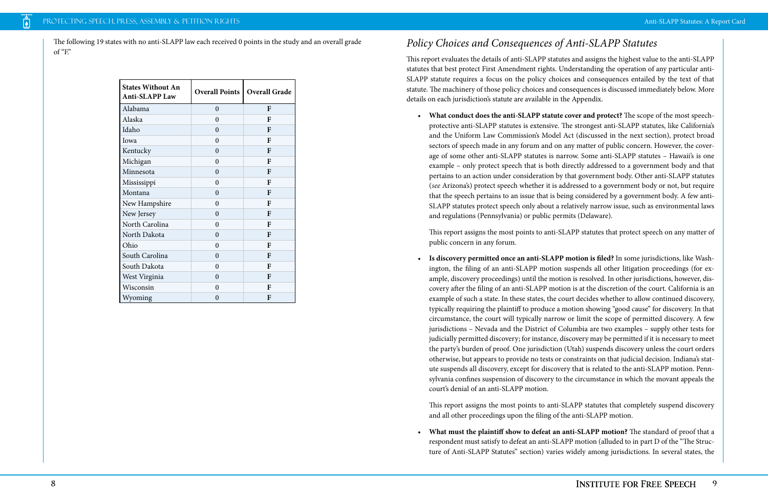The following 19 states with no anti-SLAPP law each received 0 points in the study and an overall grade of "F."

| States Without An Anti-SLAPP Law | Overall Points | Overall Grade |
|---|---|---|
| Alabama | 0 | F |
| Alaska | 0 | F |
| Idaho | 0 | F |
| Iowa | 0 | F |
| Kentucky | 0 | F |
| Michigan | 0 | F |
| Minnesota | 0 | F |
| Mississippi | 0 | F |
| Montana | 0 | F |
| New Hampshire | 0 | F |
| New Jersey | 0 | F |
| North Carolina | 0 | F |
| North Dakota | 0 | F |
| Ohio | 0 | F |
| South Carolina | 0 | F |
| South Dakota | 0 | F |
| West Virginia | 0 | F |
| Wisconsin | 0 | F |
| Wyoming | 0 | F |

## *Policy Choices and Consequences of Anti-SLAPP Statutes*

This report evaluates the details of anti-SLAPP statutes and assigns the highest value to the anti-SLAPP statutes that best protect First Amendment rights. Understanding the operation of any particular anti-SLAPP statute requires a focus on the policy choices and consequences entailed by the text of that statute. The machinery of those policy choices and consequences is discussed immediately below. More details on each jurisdiction's statute are available in the Appendix.

- **What conduct does the anti-SLAPP statute cover and protect?** The scope of the most speech-protective anti-SLAPP statutes is extensive. The strongest anti-SLAPP statutes, like California's and the Uniform Law Commission's Model Act (discussed in the next section), protect broad sectors of speech made in any forum and on any matter of public concern. However, the coverage of some other anti-SLAPP statutes is narrow. Some anti-SLAPP statutes – Hawaii's is one example – only protect speech that is both directly addressed to a government body and that pertains to an action under consideration by that government body. Other anti-SLAPP statutes (*see* Arizona's) protect speech whether it is addressed to a government body or not, but require that the speech pertains to an issue that is being considered by a government body. A few anti-SLAPP statutes protect speech only about a relatively narrow issue, such as environmental laws and regulations (Pennsylvania) or public permits (Delaware).

  This report assigns the most points to anti-SLAPP statutes that protect speech on any matter of public concern in any forum.

- **Is discovery permitted once an anti-SLAPP motion is filed?** In some jurisdictions, like Washington, the filing of an anti-SLAPP motion suspends all other litigation proceedings (for example, discovery proceedings) until the motion is resolved. In other jurisdictions, however, discovery after the filing of an anti-SLAPP motion is at the discretion of the court. California is an example of such a state. In these states, the court decides whether to allow continued discovery, typically requiring the plaintiff to produce a motion showing "good cause" for discovery. In that circumstance, the court will typically narrow or limit the scope of permitted discovery. A few jurisdictions – Nevada and the District of Columbia are two examples – supply other tests for judicially permitted discovery; for instance, discovery may be permitted if it is necessary to meet the party's burden of proof. One jurisdiction (Utah) suspends discovery unless the court orders otherwise, but appears to provide no tests or constraints on that judicial decision. Indiana's statute suspends all discovery, except for discovery that is related to the anti-SLAPP motion. Pennsylvania confines suspension of discovery to the circumstance in which the movant appeals the court's denial of an anti-SLAPP motion.

  This report assigns the most points to anti-SLAPP statutes that completely suspend discovery and all other proceedings upon the filing of the anti-SLAPP motion.

- **What must the plaintiff show to defeat an anti-SLAPP motion?** The standard of proof that a respondent must satisfy to defeat an anti-SLAPP motion (alluded to in part D of the "The Structure of Anti-SLAPP Statutes" section) varies widely among jurisdictions. In several states, the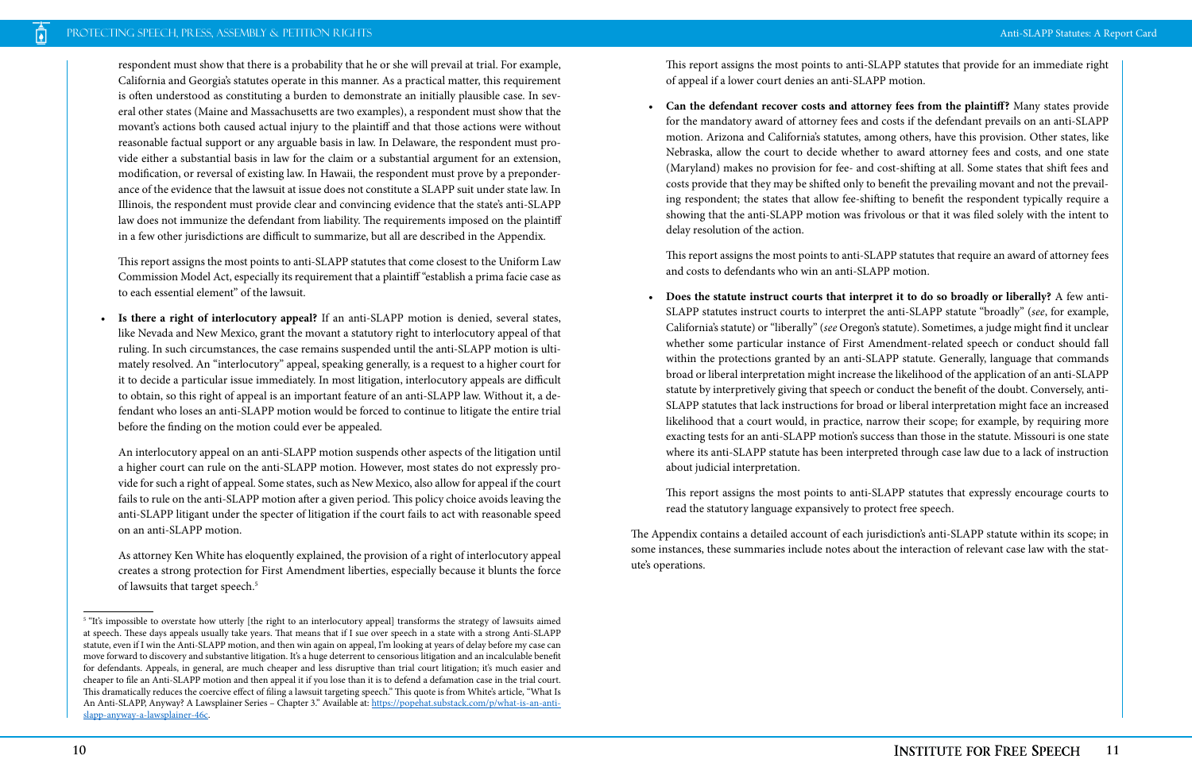respondent must show that there is a probability that he or she will prevail at trial. For example, California and Georgia's statutes operate in this manner. As a practical matter, this requirement is often understood as constituting a burden to demonstrate an initially plausible case. In several other states (Maine and Massachusetts are two examples), a respondent must show that the movant's actions both caused actual injury to the plaintiff and that those actions were without reasonable factual support or any arguable basis in law. In Delaware, the respondent must provide either a substantial basis in law for the claim or a substantial argument for an extension, modification, or reversal of existing law. In Hawaii, the respondent must prove by a preponderance of the evidence that the lawsuit at issue does not constitute a SLAPP suit under state law. In Illinois, the respondent must provide clear and convincing evidence that the state's anti-SLAPP law does not immunize the defendant from liability. The requirements imposed on the plaintiff in a few other jurisdictions are difficult to summarize, but all are described in the Appendix.

This report assigns the most points to anti-SLAPP statutes that come closest to the Uniform Law Commission Model Act, especially its requirement that a plaintiff "establish a prima facie case as to each essential element" of the lawsuit.

- **Is there a right of interlocutory appeal?** If an anti-SLAPP motion is denied, several states, like Nevada and New Mexico, grant the movant a statutory right to interlocutory appeal of that ruling. In such circumstances, the case remains suspended until the anti-SLAPP motion is ultimately resolved. An "interlocutory" appeal, speaking generally, is a request to a higher court for it to decide a particular issue immediately. In most litigation, interlocutory appeals are difficult to obtain, so this right of appeal is an important feature of an anti-SLAPP law. Without it, a defendant who loses an anti-SLAPP motion would be forced to continue to litigate the entire trial before the finding on the motion could ever be appealed.

  An interlocutory appeal on an anti-SLAPP motion suspends other aspects of the litigation until a higher court can rule on the anti-SLAPP motion. However, most states do not expressly provide for such a right of appeal. Some states, such as New Mexico, also allow for appeal if the court fails to rule on the anti-SLAPP motion after a given period. This policy choice avoids leaving the anti-SLAPP litigant under the specter of litigation if the court fails to act with reasonable speed on an anti-SLAPP motion.

  As attorney Ken White has eloquently explained, the provision of a right of interlocutory appeal creates a strong protection for First Amendment liberties, especially because it blunts the force of lawsuits that target speech.[5]

  This report assigns the most points to anti-SLAPP statutes that provide for an immediate right of appeal if a lower court denies an anti-SLAPP motion.

- **Can the defendant recover costs and attorney fees from the plaintiff?** Many states provide for the mandatory award of attorney fees and costs if the defendant prevails on an anti-SLAPP motion. Arizona and California's statutes, among others, have this provision. Other states, like Nebraska, allow the court to decide whether to award attorney fees and costs, and one state (Maryland) makes no provision for fee- and cost-shifting at all. Some states that shift fees and costs provide that they may be shifted only to benefit the prevailing movant and not the prevailing respondent; the states that allow fee-shifting to benefit the respondent typically require a showing that the anti-SLAPP motion was frivolous or that it was filed solely with the intent to delay resolution of the action.

  This report assigns the most points to anti-SLAPP statutes that require an award of attorney fees and costs to defendants who win an anti-SLAPP motion.

- **Does the statute instruct courts that interpret it to do so broadly or liberally?** A few anti-SLAPP statutes instruct courts to interpret the anti-SLAPP statute "broadly" (*see*, for example, California's statute) or "liberally" (*see* Oregon's statute). Sometimes, a judge might find it unclear whether some particular instance of First Amendment-related speech or conduct should fall within the protections granted by an anti-SLAPP statute. Generally, language that commands broad or liberal interpretation might increase the likelihood of the application of an anti-SLAPP statute by interpretively giving that speech or conduct the benefit of the doubt. Conversely, anti-SLAPP statutes that lack instructions for broad or liberal interpretation might face an increased likelihood that a court would, in practice, narrow their scope; for example, by requiring more exacting tests for an anti-SLAPP motion's success than those in the statute. Missouri is one state where its anti-SLAPP statute has been interpreted through case law due to a lack of instruction about judicial interpretation.

  This report assigns the most points to anti-SLAPP statutes that expressly encourage courts to read the statutory language expansively to protect free speech.

The Appendix contains a detailed account of each jurisdiction's anti-SLAPP statute within its scope; in some instances, these summaries include notes about the interaction of relevant case law with the statute's operations.

---

[5] "It's impossible to overstate how utterly [the right to an interlocutory appeal] transforms the strategy of lawsuits aimed at speech. These days appeals usually take years. That means that if I sue over speech in a state with a strong Anti-SLAPP statute, even if I win the Anti-SLAPP motion, and then win again on appeal, I'm looking at years of delay before my case can move forward to discovery and substantive litigation. It's a huge deterrent to censorious litigation and an incalculable benefit for defendants. Appeals, in general, are much cheaper and less disruptive than trial court litigation; it's much easier and cheaper to file an Anti-SLAPP motion and then appeal it if you lose than it is to defend a defamation case in the trial court. This dramatically reduces the coercive effect of filing a lawsuit targeting speech." This quote is from White's article, "What Is An Anti-SLAPP, Anyway? A Lawsplainer Series – Chapter 3." Available at: https://popehat.substack.com/p/what-is-an-anti-slapp-anyway-a-lawsplainer-46c.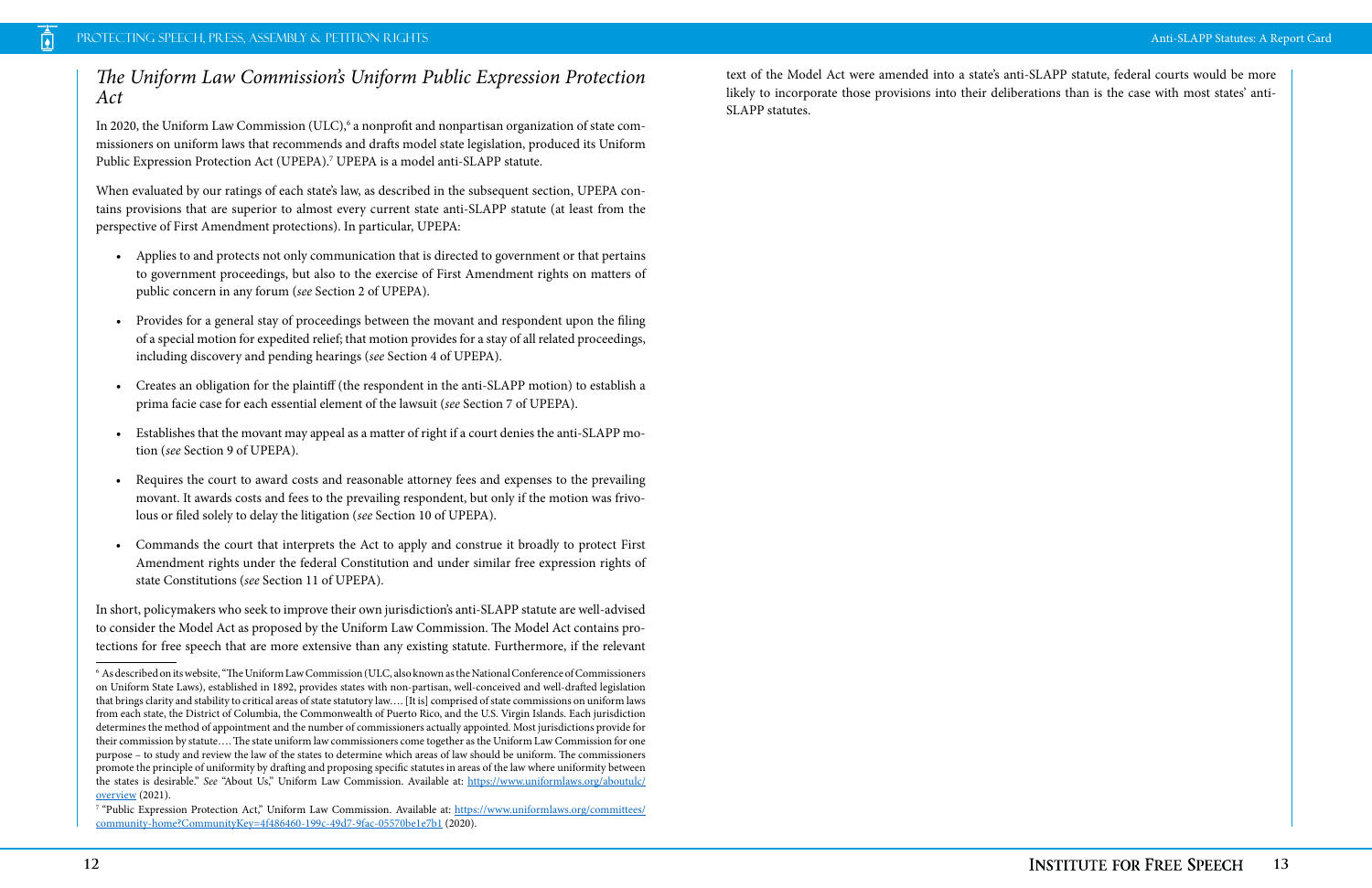## *The Uniform Law Commission's Uniform Public Expression Protection Act*

In 2020, the Uniform Law Commission (ULC),[6] a nonprofit and nonpartisan organization of state commissioners on uniform laws that recommends and drafts model state legislation, produced its Uniform Public Expression Protection Act (UPEPA).[7] UPEPA is a model anti-SLAPP statute.

When evaluated by our ratings of each state's law, as described in the subsequent section, UPEPA contains provisions that are superior to almost every current state anti-SLAPP statute (at least from the perspective of First Amendment protections). In particular, UPEPA:

- Applies to and protects not only communication that is directed to government or that pertains to government proceedings, but also to the exercise of First Amendment rights on matters of public concern in any forum (*see* Section 2 of UPEPA).
- Provides for a general stay of proceedings between the movant and respondent upon the filing of a special motion for expedited relief; that motion provides for a stay of all related proceedings, including discovery and pending hearings (*see* Section 4 of UPEPA).
- Creates an obligation for the plaintiff (the respondent in the anti-SLAPP motion) to establish a prima facie case for each essential element of the lawsuit (*see* Section 7 of UPEPA).
- Establishes that the movant may appeal as a matter of right if a court denies the anti-SLAPP motion (*see* Section 9 of UPEPA).
- Requires the court to award costs and reasonable attorney fees and expenses to the prevailing movant. It awards costs and fees to the prevailing respondent, but only if the motion was frivolous or filed solely to delay the litigation (*see* Section 10 of UPEPA).
- Commands the court that interprets the Act to apply and construe it broadly to protect First Amendment rights under the federal Constitution and under similar free expression rights of state Constitutions (*see* Section 11 of UPEPA).

In short, policymakers who seek to improve their own jurisdiction's anti-SLAPP statute are well-advised to consider the Model Act as proposed by the Uniform Law Commission. The Model Act contains protections for free speech that are more extensive than any existing statute. Furthermore, if the relevant text of the Model Act were amended into a state's anti-SLAPP statute, federal courts would be more likely to incorporate those provisions into their deliberations than is the case with most states' anti-SLAPP statutes.

---

[6] As described on its website, "The Uniform Law Commission (ULC, also known as the National Conference of Commissioners on Uniform State Laws), established in 1892, provides states with non-partisan, well-conceived and well-drafted legislation that brings clarity and stability to critical areas of state statutory law.… [It is] comprised of state commissions on uniform laws from each state, the District of Columbia, the Commonwealth of Puerto Rico, and the U.S. Virgin Islands. Each jurisdiction determines the method of appointment and the number of commissioners actually appointed. Most jurisdictions provide for their commission by statute.… The state uniform law commissioners come together as the Uniform Law Commission for one purpose – to study and review the law of the states to determine which areas of law should be uniform. The commissioners promote the principle of uniformity by drafting and proposing specific statutes in areas of the law where uniformity between the states is desirable." *See* "About Us," Uniform Law Commission. Available at: https://www.uniformlaws.org/aboutulc/overview (2021).

[7] "Public Expression Protection Act," Uniform Law Commission. Available at: https://www.uniformlaws.org/committees/community-home?CommunityKey=4f486460-199c-49d7-9fac-05570be1e7b1 (2020).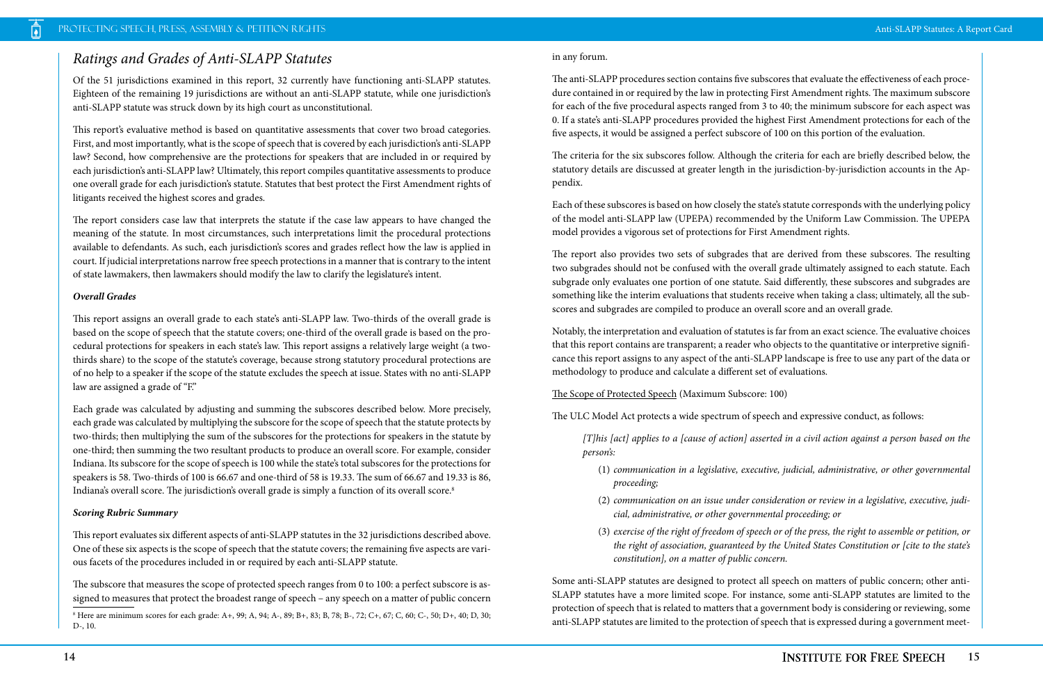## *Ratings and Grades of Anti-SLAPP Statutes*

Of the 51 jurisdictions examined in this report, 32 currently have functioning anti-SLAPP statutes. Eighteen of the remaining 19 jurisdictions are without an anti-SLAPP statute, while one jurisdiction's anti-SLAPP statute was struck down by its high court as unconstitutional.

This report's evaluative method is based on quantitative assessments that cover two broad categories. First, and most importantly, what is the scope of speech that is covered by each jurisdiction's anti-SLAPP law? Second, how comprehensive are the protections for speakers that are included in or required by each jurisdiction's anti-SLAPP law? Ultimately, this report compiles quantitative assessments to produce one overall grade for each jurisdiction's statute. Statutes that best protect the First Amendment rights of litigants received the highest scores and grades.

The report considers case law that interprets the statute if the case law appears to have changed the meaning of the statute. In most circumstances, such interpretations limit the procedural protections available to defendants. As such, each jurisdiction's scores and grades reflect how the law is applied in court. If judicial interpretations narrow free speech protections in a manner that is contrary to the intent of state lawmakers, then lawmakers should modify the law to clarify the legislature's intent.

***Overall Grades***

This report assigns an overall grade to each state's anti-SLAPP law. Two-thirds of the overall grade is based on the scope of speech that the statute covers; one-third of the overall grade is based on the procedural protections for speakers in each state's law. This report assigns a relatively large weight (a two-thirds share) to the scope of the statute's coverage, because strong statutory procedural protections are of no help to a speaker if the scope of the statute excludes the speech at issue. States with no anti-SLAPP law are assigned a grade of "F."

Each grade was calculated by adjusting and summing the subscores described below. More precisely, each grade was calculated by multiplying the subscore for the scope of speech that the statute protects by two-thirds; then multiplying the sum of the subscores for the protections for speakers in the statute by one-third; then summing the two resultant products to produce an overall score. For example, consider Indiana. Its subscore for the scope of speech is 100 while the state's total subscores for the protections for speakers is 58. Two-thirds of 100 is 66.67 and one-third of 58 is 19.33. The sum of 66.67 and 19.33 is 86, Indiana's overall score. The jurisdiction's overall grade is simply a function of its overall score.[8]

***Scoring Rubric Summary***

This report evaluates six different aspects of anti-SLAPP statutes in the 32 jurisdictions described above. One of these six aspects is the scope of speech that the statute covers; the remaining five aspects are various facets of the procedures included in or required by each anti-SLAPP statute.

The subscore that measures the scope of protected speech ranges from 0 to 100: a perfect subscore is assigned to measures that protect the broadest range of speech – any speech on a matter of public concern in any forum.

[8] Here are minimum scores for each grade: A+, 99; A, 94; A-, 89; B+, 83; B, 78; B-, 72; C+, 67; C, 60; C-, 50; D+, 40; D, 30; D-, 10.

The anti-SLAPP procedures section contains five subscores that evaluate the effectiveness of each procedure contained in or required by the law in protecting First Amendment rights. The maximum subscore for each of the five procedural aspects ranged from 3 to 40; the minimum subscore for each aspect was 0. If a state's anti-SLAPP procedures provided the highest First Amendment protections for each of the five aspects, it would be assigned a perfect subscore of 100 on this portion of the evaluation.

The criteria for the six subscores follow. Although the criteria for each are briefly described below, the statutory details are discussed at greater length in the jurisdiction-by-jurisdiction accounts in the Appendix.

Each of these subscores is based on how closely the state's statute corresponds with the underlying policy of the model anti-SLAPP law (UPEPA) recommended by the Uniform Law Commission. The UPEPA model provides a vigorous set of protections for First Amendment rights.

The report also provides two sets of subgrades that are derived from these subscores. The resulting two subgrades should not be confused with the overall grade ultimately assigned to each statute. Each subgrade only evaluates one portion of one statute. Said differently, these subscores and subgrades are something like the interim evaluations that students receive when taking a class; ultimately, all the subscores and subgrades are compiled to produce an overall score and an overall grade.

Notably, the interpretation and evaluation of statutes is far from an exact science. The evaluative choices that this report contains are transparent; a reader who objects to the quantitative or interpretive significance this report assigns to any aspect of the anti-SLAPP landscape is free to use any part of the data or methodology to produce and calculate a different set of evaluations.

The Scope of Protected Speech (Maximum Subscore: 100)

The ULC Model Act protects a wide spectrum of speech and expressive conduct, as follows:

> *[T]his [act] applies to a [cause of action] asserted in a civil action against a person based on the person's:*
>
> (1) *communication in a legislative, executive, judicial, administrative, or other governmental proceeding;*
>
> (2) *communication on an issue under consideration or review in a legislative, executive, judicial, administrative, or other governmental proceeding; or*
>
> (3) *exercise of the right of freedom of speech or of the press, the right to assemble or petition, or the right of association, guaranteed by the United States Constitution or [cite to the state's constitution], on a matter of public concern.*

Some anti-SLAPP statutes are designed to protect all speech on matters of public concern; other anti-SLAPP statutes have a more limited scope. For instance, some anti-SLAPP statutes are limited to the protection of speech that is related to matters that a government body is considering or reviewing, some anti-SLAPP statutes are limited to the protection of speech that is expressed during a government meet-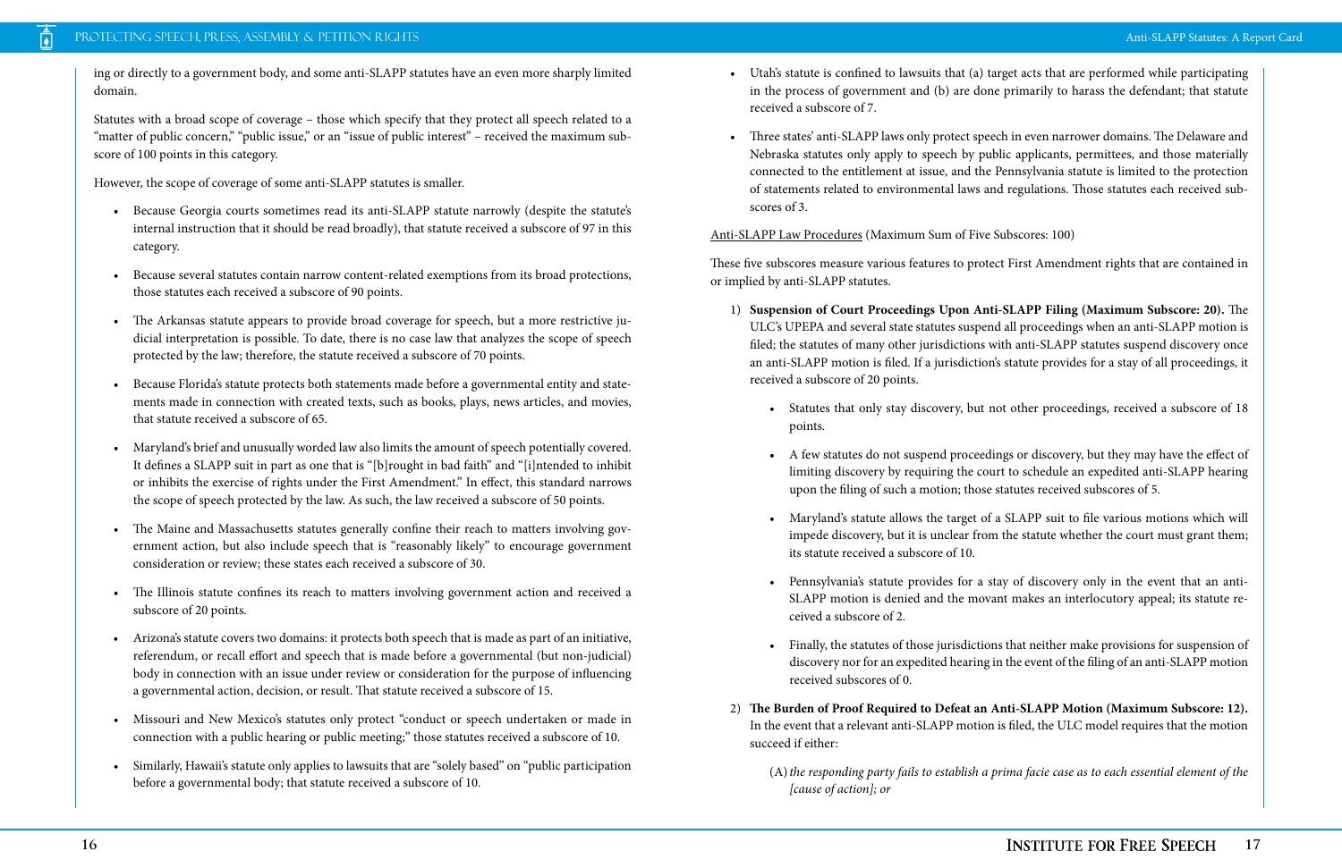ing or directly to a government body, and some anti-SLAPP statutes have an even more sharply limited domain.

Statutes with a broad scope of coverage – those which specify that they protect all speech related to a "matter of public concern," "public issue," or an "issue of public interest" – received the maximum subscore of 100 points in this category.

However, the scope of coverage of some anti-SLAPP statutes is smaller.

- Because Georgia courts sometimes read its anti-SLAPP statute narrowly (despite the statute's internal instruction that it should be read broadly), that statute received a subscore of 97 in this category.
- Because several statutes contain narrow content-related exemptions from its broad protections, those statutes each received a subscore of 90 points.
- The Arkansas statute appears to provide broad coverage for speech, but a more restrictive judicial interpretation is possible. To date, there is no case law that analyzes the scope of speech protected by the law; therefore, the statute received a subscore of 70 points.
- Because Florida's statute protects both statements made before a governmental entity and statements made in connection with created texts, such as books, plays, news articles, and movies, that statute received a subscore of 65.
- Maryland's brief and unusually worded law also limits the amount of speech potentially covered. It defines a SLAPP suit in part as one that is "[b]rought in bad faith" and "[i]ntended to inhibit or inhibits the exercise of rights under the First Amendment." In effect, this standard narrows the scope of speech protected by the law. As such, the law received a subscore of 50 points.
- The Maine and Massachusetts statutes generally confine their reach to matters involving government action, but also include speech that is "reasonably likely" to encourage government consideration or review; these states each received a subscore of 30.
- The Illinois statute confines its reach to matters involving government action and received a subscore of 20 points.
- Arizona's statute covers two domains: it protects both speech that is made as part of an initiative, referendum, or recall effort and speech that is made before a governmental (but non-judicial) body in connection with an issue under review or consideration for the purpose of influencing a governmental action, decision, or result. That statute received a subscore of 15.
- Missouri and New Mexico's statutes only protect "conduct or speech undertaken or made in connection with a public hearing or public meeting;" those statutes received a subscore of 10.
- Similarly, Hawaii's statute only applies to lawsuits that are "solely based" on "public participation before a governmental body; that statute received a subscore of 10.
- Utah's statute is confined to lawsuits that (a) target acts that are performed while participating in the process of government and (b) are done primarily to harass the defendant; that statute received a subscore of 7.
- Three states' anti-SLAPP laws only protect speech in even narrower domains. The Delaware and Nebraska statutes only apply to speech by public applicants, permittees, and those materially connected to the entitlement at issue, and the Pennsylvania statute is limited to the protection of statements related to environmental laws and regulations. Those statutes each received subscores of 3.

<u>Anti-SLAPP Law Procedures</u> (Maximum Sum of Five Subscores: 100)

These five subscores measure various features to protect First Amendment rights that are contained in or implied by anti-SLAPP statutes.

1) **Suspension of Court Proceedings Upon Anti-SLAPP Filing (Maximum Subscore: 20).** The ULC's UPEPA and several state statutes suspend all proceedings when an anti-SLAPP motion is filed; the statutes of many other jurisdictions with anti-SLAPP statutes suspend discovery once an anti-SLAPP motion is filed. If a jurisdiction's statute provides for a stay of all proceedings, it received a subscore of 20 points.
   - Statutes that only stay discovery, but not other proceedings, received a subscore of 18 points.
   - A few statutes do not suspend proceedings or discovery, but they may have the effect of limiting discovery by requiring the court to schedule an expedited anti-SLAPP hearing upon the filing of such a motion; those statutes received subscores of 5.
   - Maryland's statute allows the target of a SLAPP suit to file various motions which will impede discovery, but it is unclear from the statute whether the court must grant them; its statute received a subscore of 10.
   - Pennsylvania's statute provides for a stay of discovery only in the event that an anti-SLAPP motion is denied and the movant makes an interlocutory appeal; its statute received a subscore of 2.
   - Finally, the statutes of those jurisdictions that neither make provisions for suspension of discovery nor for an expedited hearing in the event of the filing of an anti-SLAPP motion received subscores of 0.

2) **The Burden of Proof Required to Defeat an Anti-SLAPP Motion (Maximum Subscore: 12).** In the event that a relevant anti-SLAPP motion is filed, the ULC model requires that the motion succeed if either:

   (A) *the responding party fails to establish a prima facie case as to each essential element of the [cause of action]; or*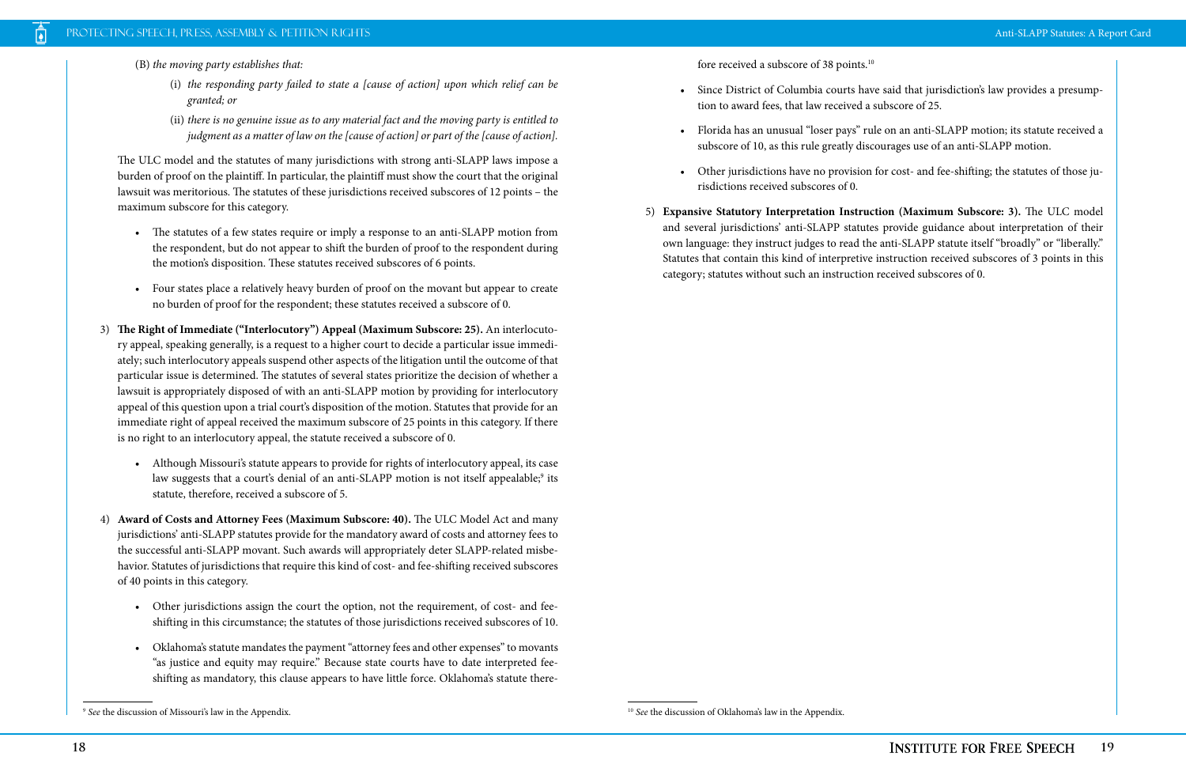(B) *the moving party establishes that:*

(i) *the responding party failed to state a [cause of action] upon which relief can be granted; or*

(ii) *there is no genuine issue as to any material fact and the moving party is entitled to judgment as a matter of law on the [cause of action] or part of the [cause of action].*

The ULC model and the statutes of many jurisdictions with strong anti-SLAPP laws impose a burden of proof on the plaintiff. In particular, the plaintiff must show the court that the original lawsuit was meritorious. The statutes of these jurisdictions received subscores of 12 points – the maximum subscore for this category.

- The statutes of a few states require or imply a response to an anti-SLAPP motion from the respondent, but do not appear to shift the burden of proof to the respondent during the motion's disposition. These statutes received subscores of 6 points.
- Four states place a relatively heavy burden of proof on the movant but appear to create no burden of proof for the respondent; these statutes received a subscore of 0.

3) **The Right of Immediate ("Interlocutory") Appeal (Maximum Subscore: 25).** An interlocutory appeal, speaking generally, is a request to a higher court to decide a particular issue immediately; such interlocutory appeals suspend other aspects of the litigation until the outcome of that particular issue is determined. The statutes of several states prioritize the decision of whether a lawsuit is appropriately disposed of with an anti-SLAPP motion by providing for interlocutory appeal of this question upon a trial court's disposition of the motion. Statutes that provide for an immediate right of appeal received the maximum subscore of 25 points in this category. If there is no right to an interlocutory appeal, the statute received a subscore of 0.

- Although Missouri's statute appears to provide for rights of interlocutory appeal, its case law suggests that a court's denial of an anti-SLAPP motion is not itself appealable;[9] its statute, therefore, received a subscore of 5.

4) **Award of Costs and Attorney Fees (Maximum Subscore: 40).** The ULC Model Act and many jurisdictions' anti-SLAPP statutes provide for the mandatory award of costs and attorney fees to the successful anti-SLAPP movant. Such awards will appropriately deter SLAPP-related misbehavior. Statutes of jurisdictions that require this kind of cost- and fee-shifting received subscores of 40 points in this category.

- Other jurisdictions assign the court the option, not the requirement, of cost- and fee-shifting in this circumstance; the statutes of those jurisdictions received subscores of 10.
- Oklahoma's statute mandates the payment "attorney fees and other expenses" to movants "as justice and equity may require." Because state courts have to date interpreted fee-shifting as mandatory, this clause appears to have little force. Oklahoma's statute therefore received a subscore of 38 points.[10]
- Since District of Columbia courts have said that jurisdiction's law provides a presumption to award fees, that law received a subscore of 25.
- Florida has an unusual "loser pays" rule on an anti-SLAPP motion; its statute received a subscore of 10, as this rule greatly discourages use of an anti-SLAPP motion.
- Other jurisdictions have no provision for cost- and fee-shifting; the statutes of those jurisdictions received subscores of 0.

5) **Expansive Statutory Interpretation Instruction (Maximum Subscore: 3).** The ULC model and several jurisdictions' anti-SLAPP statutes provide guidance about interpretation of their own language: they instruct judges to read the anti-SLAPP statute itself "broadly" or "liberally." Statutes that contain this kind of interpretive instruction received subscores of 3 points in this category; statutes without such an instruction received subscores of 0.

---

[9] *See* the discussion of Missouri's law in the Appendix.

[10] *See* the discussion of Oklahoma's law in the Appendix.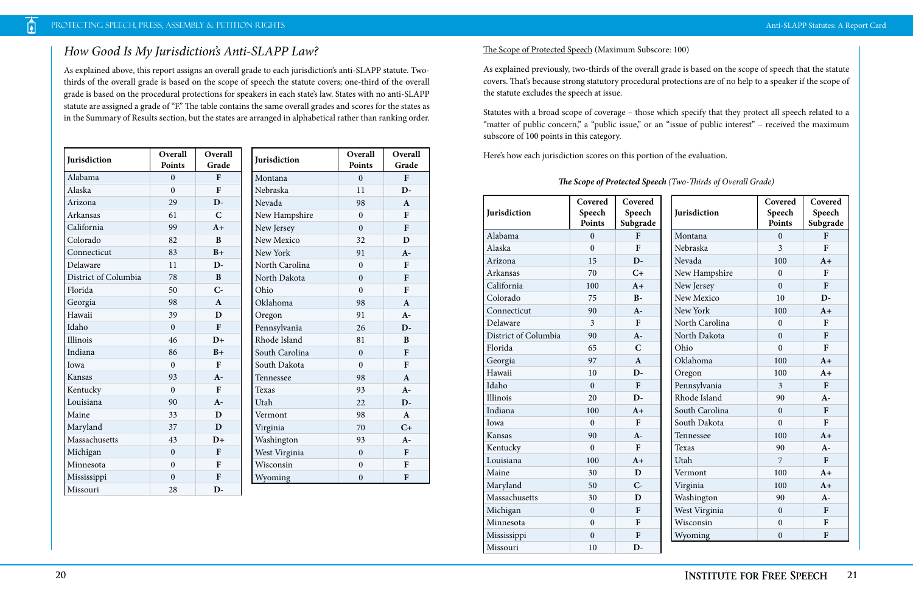## *How Good Is My Jurisdiction's Anti-SLAPP Law?*

As explained above, this report assigns an overall grade to each jurisdiction's anti-SLAPP statute. Two-thirds of the overall grade is based on the scope of speech the statute covers; one-third of the overall grade is based on the procedural protections for speakers in each state's law. States with no anti-SLAPP statute are assigned a grade of "F." The table contains the same overall grades and scores for the states as in the Summary of Results section, but the states are arranged in alphabetical rather than ranking order.

| Jurisdiction | Overall Points | Overall Grade |
|---|---|---|
| Alabama | 0 | F |
| Alaska | 0 | F |
| Arizona | 29 | D- |
| Arkansas | 61 | C |
| California | 99 | A+ |
| Colorado | 82 | B |
| Connecticut | 83 | B+ |
| Delaware | 11 | D- |
| District of Columbia | 78 | B |
| Florida | 50 | C- |
| Georgia | 98 | A |
| Hawaii | 39 | D |
| Idaho | 0 | F |
| Illinois | 46 | D+ |
| Indiana | 86 | B+ |
| Iowa | 0 | F |
| Kansas | 93 | A- |
| Kentucky | 0 | F |
| Louisiana | 90 | A- |
| Maine | 33 | D |
| Maryland | 37 | D |
| Massachusetts | 43 | D+ |
| Michigan | 0 | F |
| Minnesota | 0 | F |
| Mississippi | 0 | F |
| Missouri | 28 | D- |
| Montana | 0 | F |
| Nebraska | 11 | D- |
| Nevada | 98 | A |
| New Hampshire | 0 | F |
| New Jersey | 0 | F |
| New Mexico | 32 | D |
| New York | 91 | A- |
| North Carolina | 0 | F |
| North Dakota | 0 | F |
| Ohio | 0 | F |
| Oklahoma | 98 | A |
| Oregon | 91 | A- |
| Pennsylvania | 26 | D- |
| Rhode Island | 81 | B |
| South Carolina | 0 | F |
| South Dakota | 0 | F |
| Tennessee | 98 | A |
| Texas | 93 | A- |
| Utah | 22 | D- |
| Vermont | 98 | A |
| Virginia | 70 | C+ |
| Washington | 93 | A- |
| West Virginia | 0 | F |
| Wisconsin | 0 | F |
| Wyoming | 0 | F |

The Scope of Protected Speech (Maximum Subscore: 100)

As explained previously, two-thirds of the overall grade is based on the scope of speech that the statute covers. That's because strong statutory procedural protections are of no help to a speaker if the scope of the statute excludes the speech at issue.

Statutes with a broad scope of coverage – those which specify that they protect all speech related to a "matter of public concern," a "public issue," or an "issue of public interest" – received the maximum subscore of 100 points in this category.

Here's how each jurisdiction scores on this portion of the evaluation.

***The Scope of Protected Speech** (Two-Thirds of Overall Grade)*

| Jurisdiction | Covered Speech Points | Covered Speech Subgrade |
|---|---|---|
| Alabama | 0 | F |
| Alaska | 0 | F |
| Arizona | 15 | D- |
| Arkansas | 70 | C+ |
| California | 100 | A+ |
| Colorado | 75 | B- |
| Connecticut | 90 | A- |
| Delaware | 3 | F |
| District of Columbia | 90 | A- |
| Florida | 65 | C |
| Georgia | 97 | A |
| Hawaii | 10 | D- |
| Idaho | 0 | F |
| Illinois | 20 | D- |
| Indiana | 100 | A+ |
| Iowa | 0 | F |
| Kansas | 90 | A- |
| Kentucky | 0 | F |
| Louisiana | 100 | A+ |
| Maine | 30 | D |
| Maryland | 50 | C- |
| Massachusetts | 30 | D |
| Michigan | 0 | F |
| Minnesota | 0 | F |
| Mississippi | 0 | F |
| Missouri | 10 | D- |
| Montana | 0 | F |
| Nebraska | 3 | F |
| Nevada | 100 | A+ |
| New Hampshire | 0 | F |
| New Jersey | 0 | F |
| New Mexico | 10 | D- |
| New York | 100 | A+ |
| North Carolina | 0 | F |
| North Dakota | 0 | F |
| Ohio | 0 | F |
| Oklahoma | 100 | A+ |
| Oregon | 100 | A+ |
| Pennsylvania | 3 | F |
| Rhode Island | 90 | A- |
| South Carolina | 0 | F |
| South Dakota | 0 | F |
| Tennessee | 100 | A+ |
| Texas | 90 | A- |
| Utah | 7 | F |
| Vermont | 100 | A+ |
| Virginia | 100 | A+ |
| Washington | 90 | A- |
| West Virginia | 0 | F |
| Wisconsin | 0 | F |
| Wyoming | 0 | F |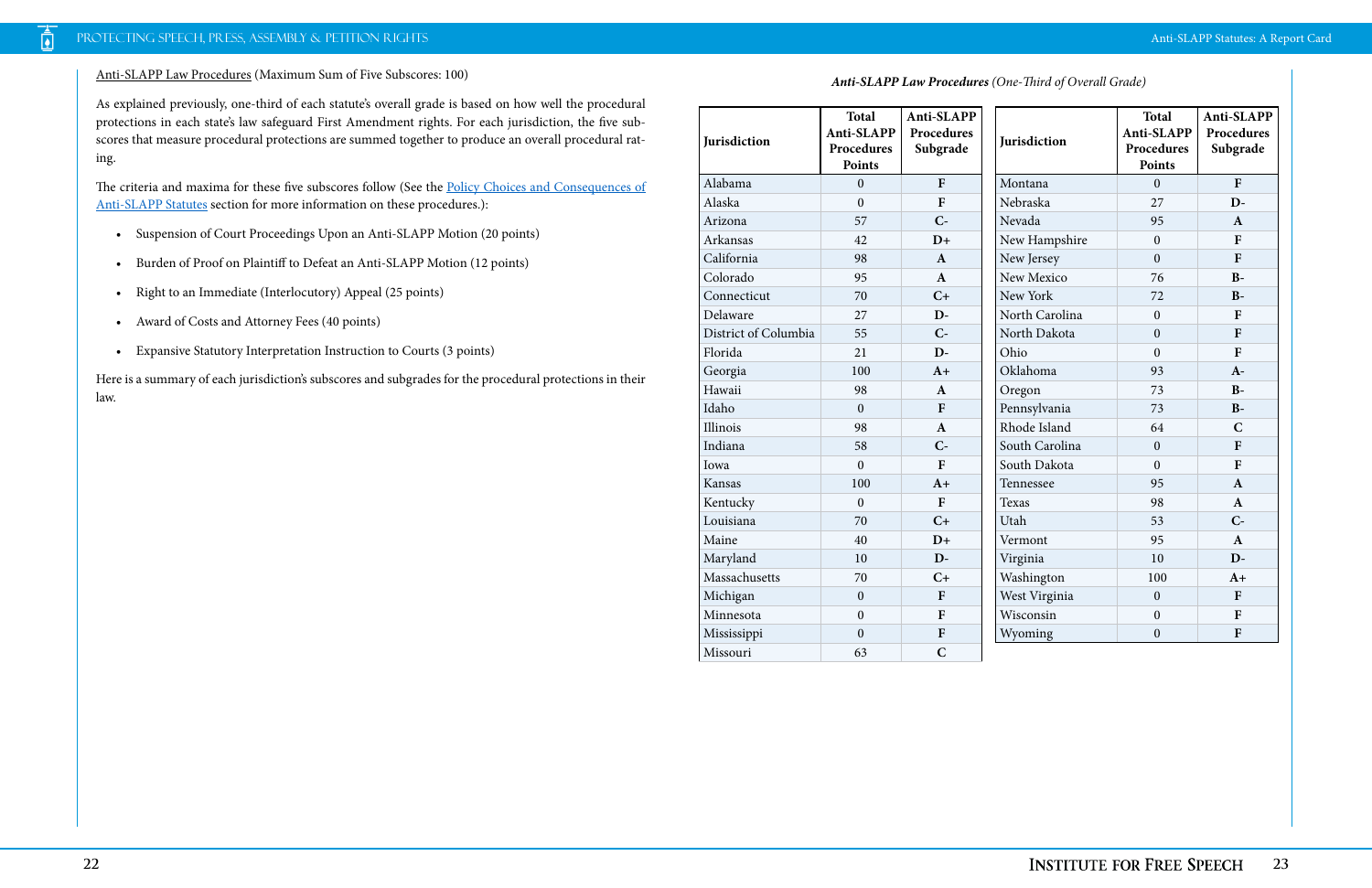Anti-SLAPP Law Procedures (Maximum Sum of Five Subscores: 100)

As explained previously, one-third of each statute's overall grade is based on how well the procedural protections in each state's law safeguard First Amendment rights. For each jurisdiction, the five subscores that measure procedural protections are summed together to produce an overall procedural rating.

The criteria and maxima for these five subscores follow (See the Policy Choices and Consequences of Anti-SLAPP Statutes section for more information on these procedures.):

- Suspension of Court Proceedings Upon an Anti-SLAPP Motion (20 points)
- Burden of Proof on Plaintiff to Defeat an Anti-SLAPP Motion (12 points)
- Right to an Immediate (Interlocutory) Appeal (25 points)
- Award of Costs and Attorney Fees (40 points)
- Expansive Statutory Interpretation Instruction to Courts (3 points)

Here is a summary of each jurisdiction's subscores and subgrades for the procedural protections in their law.

***Anti-SLAPP Law Procedures*** *(One-Third of Overall Grade)*

| Jurisdiction | Total Anti-SLAPP Procedures Points | Anti-SLAPP Procedures Subgrade |
|---|---|---|
| Alabama | 0 | F |
| Alaska | 0 | F |
| Arizona | 57 | C- |
| Arkansas | 42 | D+ |
| California | 98 | A |
| Colorado | 95 | A |
| Connecticut | 70 | C+ |
| Delaware | 27 | D- |
| District of Columbia | 55 | C- |
| Florida | 21 | D- |
| Georgia | 100 | A+ |
| Hawaii | 98 | A |
| Idaho | 0 | F |
| Illinois | 98 | A |
| Indiana | 58 | C- |
| Iowa | 0 | F |
| Kansas | 100 | A+ |
| Kentucky | 0 | F |
| Louisiana | 70 | C+ |
| Maine | 40 | D+ |
| Maryland | 10 | D- |
| Massachusetts | 70 | C+ |
| Michigan | 0 | F |
| Minnesota | 0 | F |
| Mississippi | 0 | F |
| Missouri | 63 | C |
| Montana | 0 | F |
| Nebraska | 27 | D- |
| Nevada | 95 | A |
| New Hampshire | 0 | F |
| New Jersey | 0 | F |
| New Mexico | 76 | B- |
| New York | 72 | B- |
| North Carolina | 0 | F |
| North Dakota | 0 | F |
| Ohio | 0 | F |
| Oklahoma | 93 | A- |
| Oregon | 73 | B- |
| Pennsylvania | 73 | B- |
| Rhode Island | 64 | C |
| South Carolina | 0 | F |
| South Dakota | 0 | F |
| Tennessee | 95 | A |
| Texas | 98 | A |
| Utah | 53 | C- |
| Vermont | 95 | A |
| Virginia | 10 | D- |
| Washington | 100 | A+ |
| West Virginia | 0 | F |
| Wisconsin | 0 | F |
| Wyoming | 0 | F |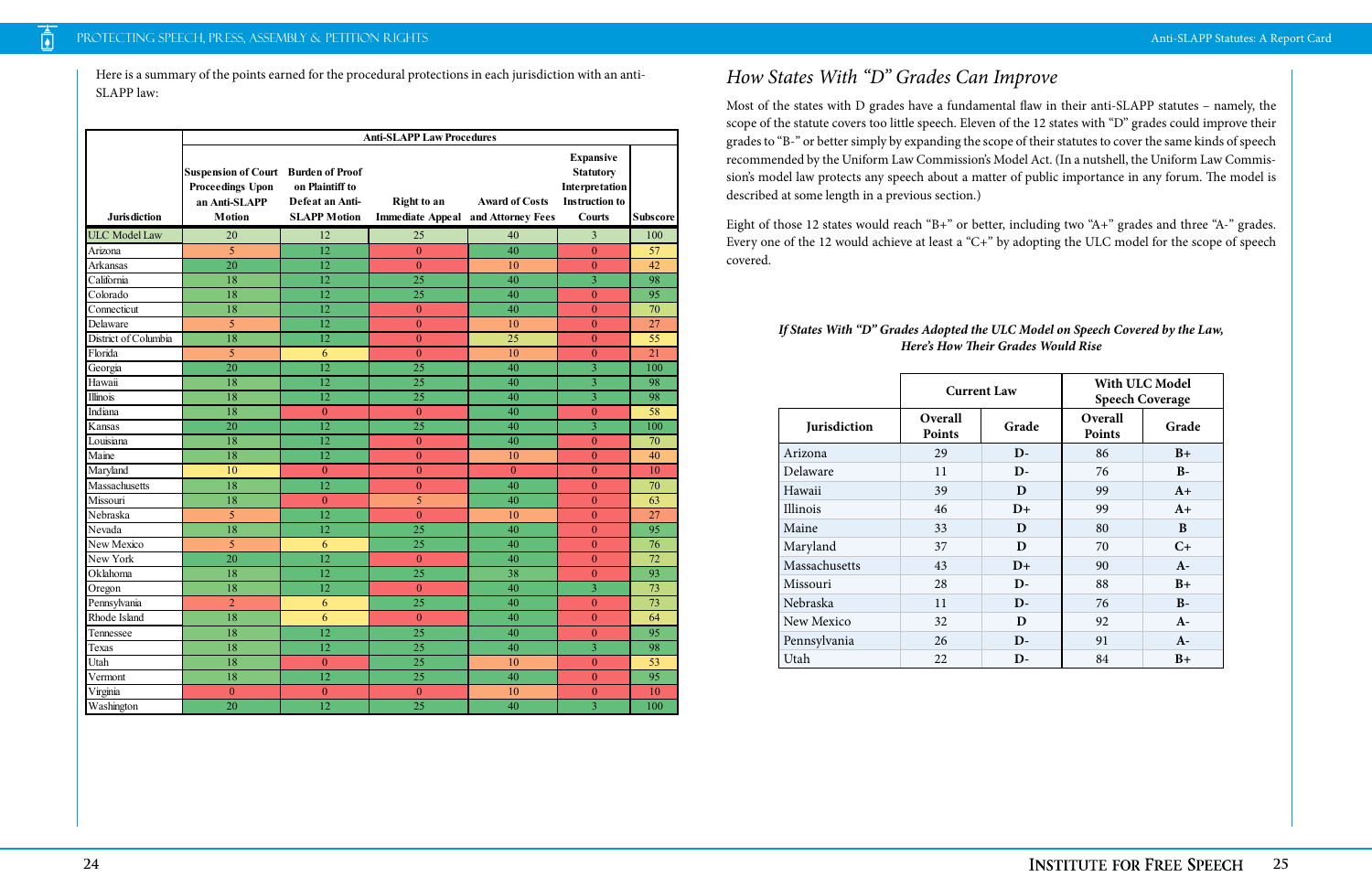Here is a summary of the points earned for the procedural protections in each jurisdiction with an anti-SLAPP law:

| Jurisdiction | Anti-SLAPP Law Procedures: Suspension of Court Proceedings Upon an Anti-SLAPP Motion | Burden of Proof on Plaintiff to Defeat an Anti-SLAPP Motion | Right to an Immediate Appeal | Award of Costs and Attorney Fees | Expansive Statutory Interpretation Instruction to Courts | Subscore |
|---|---|---|---|---|---|---|
| ULC Model Law | 20 | 12 | 25 | 40 | 3 | 100 |
| Arizona | 5 | 12 | 0 | 40 | 0 | 57 |
| Arkansas | 20 | 12 | 0 | 10 | 0 | 42 |
| California | 18 | 12 | 25 | 40 | 3 | 98 |
| Colorado | 18 | 12 | 25 | 40 | 0 | 95 |
| Connecticut | 18 | 12 | 0 | 40 | 0 | 70 |
| Delaware | 5 | 12 | 0 | 10 | 0 | 27 |
| District of Columbia | 18 | 12 | 0 | 25 | 0 | 55 |
| Florida | 5 | 6 | 0 | 10 | 0 | 21 |
| Georgia | 20 | 12 | 25 | 40 | 3 | 100 |
| Hawaii | 18 | 12 | 25 | 40 | 3 | 98 |
| Illinois | 18 | 12 | 25 | 40 | 3 | 98 |
| Indiana | 18 | 0 | 0 | 40 | 0 | 58 |
| Kansas | 20 | 12 | 25 | 40 | 3 | 100 |
| Louisiana | 18 | 12 | 0 | 40 | 0 | 70 |
| Maine | 18 | 12 | 0 | 10 | 0 | 40 |
| Maryland | 10 | 0 | 0 | 0 | 0 | 10 |
| Massachusetts | 18 | 12 | 0 | 40 | 0 | 70 |
| Missouri | 18 | 0 | 5 | 40 | 0 | 63 |
| Nebraska | 5 | 12 | 0 | 10 | 0 | 27 |
| Nevada | 18 | 12 | 25 | 40 | 0 | 95 |
| New Mexico | 5 | 6 | 25 | 40 | 0 | 76 |
| New York | 20 | 12 | 0 | 40 | 0 | 72 |
| Oklahoma | 18 | 12 | 25 | 38 | 0 | 93 |
| Oregon | 18 | 12 | 0 | 40 | 3 | 73 |
| Pennsylvania | 2 | 6 | 25 | 40 | 0 | 73 |
| Rhode Island | 18 | 6 | 0 | 40 | 0 | 64 |
| Tennessee | 18 | 12 | 25 | 40 | 0 | 95 |
| Texas | 18 | 12 | 25 | 40 | 3 | 98 |
| Utah | 18 | 0 | 25 | 10 | 0 | 53 |
| Vermont | 18 | 12 | 25 | 40 | 0 | 95 |
| Virginia | 0 | 0 | 0 | 10 | 0 | 10 |
| Washington | 20 | 12 | 25 | 40 | 3 | 100 |

## *How States With "D" Grades Can Improve*

Most of the states with D grades have a fundamental flaw in their anti-SLAPP statutes – namely, the scope of the statute covers too little speech. Eleven of the 12 states with "D" grades could improve their grades to "B-" or better simply by expanding the scope of their statutes to cover the same kinds of speech recommended by the Uniform Law Commission's Model Act. (In a nutshell, the Uniform Law Commission's model law protects any speech about a matter of public importance in any forum. The model is described at some length in a previous section.)

Eight of those 12 states would reach "B+" or better, including two "A+" grades and three "A-" grades. Every one of the 12 would achieve at least a "C+" by adopting the ULC model for the scope of speech covered.

***If States With "D" Grades Adopted the ULC Model on Speech Covered by the Law, Here's How Their Grades Would Rise***

| Jurisdiction | Current Law: Overall Points | Current Law: Grade | With ULC Model Speech Coverage: Overall Points | With ULC Model Speech Coverage: Grade |
|---|---|---|---|---|
| Arizona | 29 | D- | 86 | B+ |
| Delaware | 11 | D- | 76 | B- |
| Hawaii | 39 | D | 99 | A+ |
| Illinois | 46 | D+ | 99 | A+ |
| Maine | 33 | D | 80 | B |
| Maryland | 37 | D | 70 | C+ |
| Massachusetts | 43 | D+ | 90 | A- |
| Missouri | 28 | D- | 88 | B+ |
| Nebraska | 11 | D- | 76 | B- |
| New Mexico | 32 | D | 92 | A- |
| Pennsylvania | 26 | D- | 91 | A- |
| Utah | 22 | D- | 84 | B+ |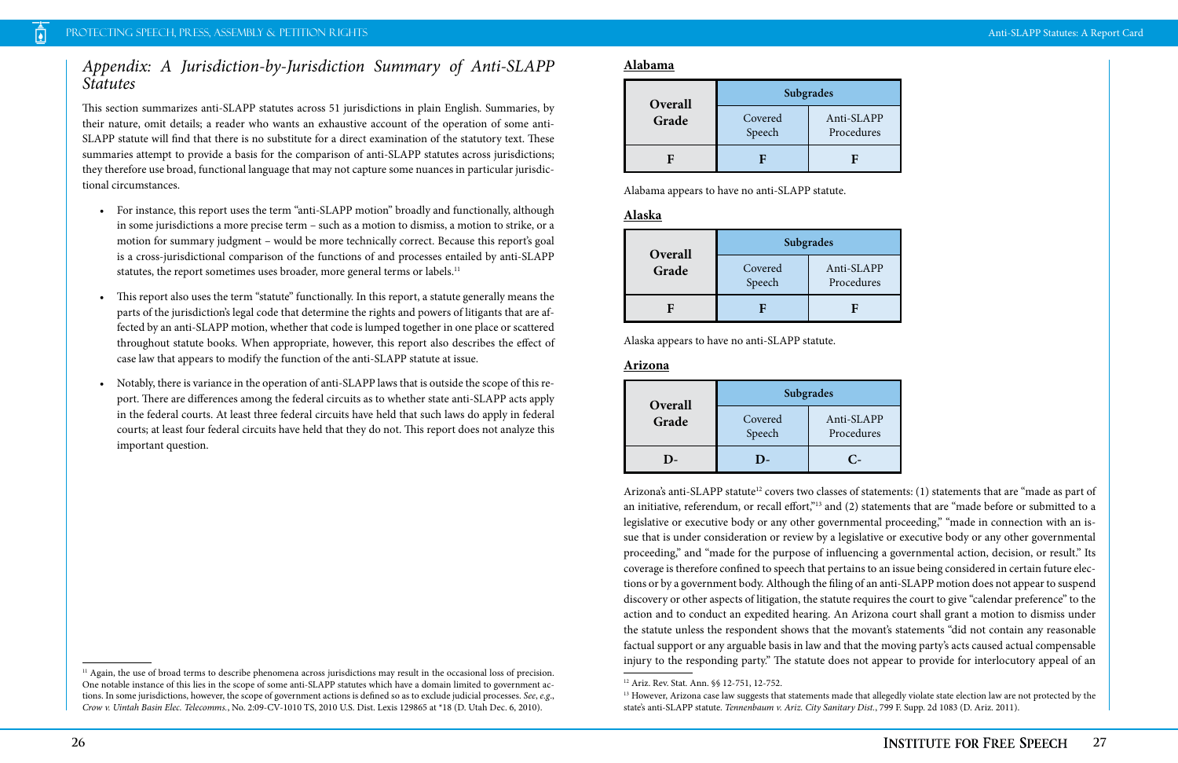## *Appendix: A Jurisdiction-by-Jurisdiction Summary of Anti-SLAPP Statutes*

This section summarizes anti-SLAPP statutes across 51 jurisdictions in plain English. Summaries, by their nature, omit details; a reader who wants an exhaustive account of the operation of some anti-SLAPP statute will find that there is no substitute for a direct examination of the statutory text. These summaries attempt to provide a basis for the comparison of anti-SLAPP statutes across jurisdictions; they therefore use broad, functional language that may not capture some nuances in particular jurisdictional circumstances.

- For instance, this report uses the term "anti-SLAPP motion" broadly and functionally, although in some jurisdictions a more precise term – such as a motion to dismiss, a motion to strike, or a motion for summary judgment – would be more technically correct. Because this report's goal is a cross-jurisdictional comparison of the functions of and processes entailed by anti-SLAPP statutes, the report sometimes uses broader, more general terms or labels.[11]
- This report also uses the term "statute" functionally. In this report, a statute generally means the parts of the jurisdiction's legal code that determine the rights and powers of litigants that are affected by an anti-SLAPP motion, whether that code is lumped together in one place or scattered throughout statute books. When appropriate, however, this report also describes the effect of case law that appears to modify the function of the anti-SLAPP statute at issue.
- Notably, there is variance in the operation of anti-SLAPP laws that is outside the scope of this report. There are differences among the federal circuits as to whether state anti-SLAPP acts apply in the federal courts. At least three federal circuits have held that such laws do apply in federal courts; at least four federal circuits have held that they do not. This report does not analyze this important question.

[11] Again, the use of broad terms to describe phenomena across jurisdictions may result in the occasional loss of precision. One notable instance of this lies in the scope of some anti-SLAPP statutes which have a domain limited to government actions. In some jurisdictions, however, the scope of government actions is defined so as to exclude judicial processes. *See*, *e.g.*, *Crow v. Uintah Basin Elec. Telecomms.*, No. 2:09-CV-1010 TS, 2010 U.S. Dist. Lexis 129865 at *18 (D. Utah Dec. 6, 2010).

### Alabama

| Overall Grade | Subgrades | |
|---|---|---|
| | Covered Speech | Anti-SLAPP Procedures |
| F | F | F |

Alabama appears to have no anti-SLAPP statute.

### Alaska

| Overall Grade | Subgrades | |
|---|---|---|
| | Covered Speech | Anti-SLAPP Procedures |
| F | F | F |

Alaska appears to have no anti-SLAPP statute.

### Arizona

| Overall Grade | Subgrades | |
|---|---|---|
| | Covered Speech | Anti-SLAPP Procedures |
| D- | D- | C- |

Arizona's anti-SLAPP statute[12] covers two classes of statements: (1) statements that are "made as part of an initiative, referendum, or recall effort,"[13] and (2) statements that are "made before or submitted to a legislative or executive body or any other governmental proceeding," "made in connection with an issue that is under consideration or review by a legislative or executive body or any other governmental proceeding," and "made for the purpose of influencing a governmental action, decision, or result." Its coverage is therefore confined to speech that pertains to an issue being considered in certain future elections or by a government body. Although the filing of an anti-SLAPP motion does not appear to suspend discovery or other aspects of litigation, the statute requires the court to give "calendar preference" to the action and to conduct an expedited hearing. An Arizona court shall grant a motion to dismiss under the statute unless the respondent shows that the movant's statements "did not contain any reasonable factual support or any arguable basis in law and that the moving party's acts caused actual compensable injury to the responding party." The statute does not appear to provide for interlocutory appeal of an

[12] Ariz. Rev. Stat. Ann. §§ 12-751, 12-752.

[13] However, Arizona case law suggests that statements made that allegedly violate state election law are not protected by the state's anti-SLAPP statute. *Tennenbaum v. Ariz. City Sanitary Dist.*, 799 F. Supp. 2d 1083 (D. Ariz. 2011).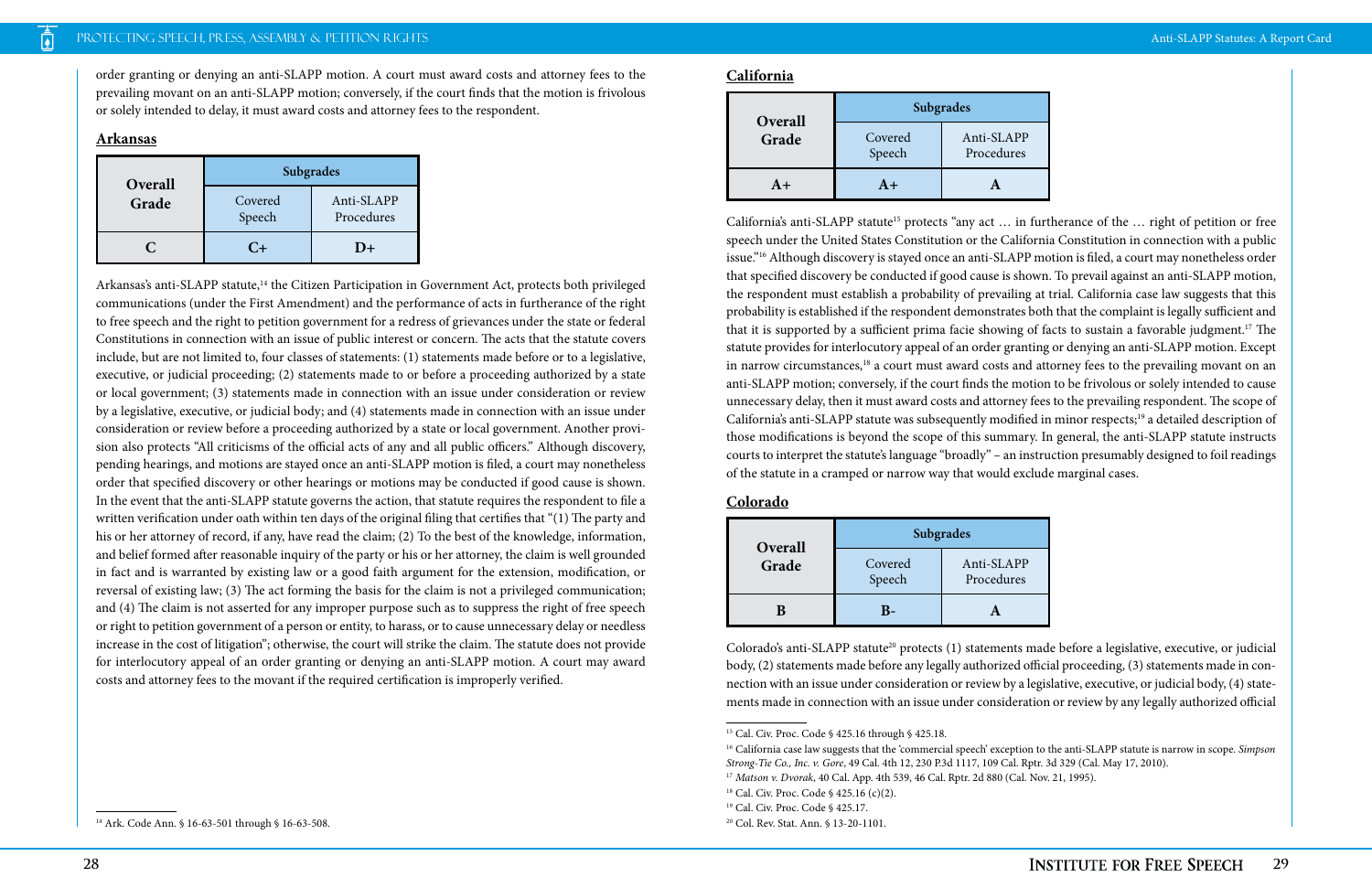order granting or denying an anti-SLAPP motion. A court must award costs and attorney fees to the prevailing movant on an anti-SLAPP motion; conversely, if the court finds that the motion is frivolous or solely intended to delay, it must award costs and attorney fees to the respondent.

## Arkansas

| Overall Grade | Subgrades | |
|---|---|---|
| | Covered Speech | Anti-SLAPP Procedures |
| **C** | **C+** | **D+** |

Arkansas's anti-SLAPP statute,[14] the Citizen Participation in Government Act, protects both privileged communications (under the First Amendment) and the performance of acts in furtherance of the right to free speech and the right to petition government for a redress of grievances under the state or federal Constitutions in connection with an issue of public interest or concern. The acts that the statute covers include, but are not limited to, four classes of statements: (1) statements made before or to a legislative, executive, or judicial proceeding; (2) statements made to or before a proceeding authorized by a state or local government; (3) statements made in connection with an issue under consideration or review by a legislative, executive, or judicial body; and (4) statements made in connection with an issue under consideration or review before a proceeding authorized by a state or local government. Another provision also protects "All criticisms of the official acts of any and all public officers." Although discovery, pending hearings, and motions are stayed once an anti-SLAPP motion is filed, a court may nonetheless order that specified discovery or other hearings or motions may be conducted if good cause is shown. In the event that the anti-SLAPP statute governs the action, that statute requires the respondent to file a written verification under oath within ten days of the original filing that certifies that "(1) The party and his or her attorney of record, if any, have read the claim; (2) To the best of the knowledge, information, and belief formed after reasonable inquiry of the party or his or her attorney, the claim is well grounded in fact and is warranted by existing law or a good faith argument for the extension, modification, or reversal of existing law; (3) The act forming the basis for the claim is not a privileged communication; and (4) The claim is not asserted for any improper purpose such as to suppress the right of free speech or right to petition government of a person or entity, to harass, or to cause unnecessary delay or needless increase in the cost of litigation"; otherwise, the court will strike the claim. The statute does not provide for interlocutory appeal of an order granting or denying an anti-SLAPP motion. A court may award costs and attorney fees to the movant if the required certification is improperly verified.

[14] Ark. Code Ann. § 16-63-501 through § 16-63-508.

## California

| Overall Grade | Subgrades | |
|---|---|---|
| | Covered Speech | Anti-SLAPP Procedures |
| **A+** | **A+** | **A** |

California's anti-SLAPP statute[15] protects "any act … in furtherance of the … right of petition or free speech under the United States Constitution or the California Constitution in connection with a public issue."[16] Although discovery is stayed once an anti-SLAPP motion is filed, a court may nonetheless order that specified discovery be conducted if good cause is shown. To prevail against an anti-SLAPP motion, the respondent must establish a probability of prevailing at trial. California case law suggests that this probability is established if the respondent demonstrates both that the complaint is legally sufficient and that it is supported by a sufficient prima facie showing of facts to sustain a favorable judgment.[17] The statute provides for interlocutory appeal of an order granting or denying an anti-SLAPP motion. Except in narrow circumstances,[18] a court must award costs and attorney fees to the prevailing movant on an anti-SLAPP motion; conversely, if the court finds the motion to be frivolous or solely intended to cause unnecessary delay, then it must award costs and attorney fees to the prevailing respondent. The scope of California's anti-SLAPP statute was subsequently modified in minor respects;[19] a detailed description of those modifications is beyond the scope of this summary. In general, the anti-SLAPP statute instructs courts to interpret the statute's language "broadly" – an instruction presumably designed to foil readings of the statute in a cramped or narrow way that would exclude marginal cases.

## Colorado

| Overall Grade | Subgrades | |
|---|---|---|
| | Covered Speech | Anti-SLAPP Procedures |
| **B** | **B-** | **A** |

Colorado's anti-SLAPP statute[20] protects (1) statements made before a legislative, executive, or judicial body, (2) statements made before any legally authorized official proceeding, (3) statements made in connection with an issue under consideration or review by a legislative, executive, or judicial body, (4) statements made in connection with an issue under consideration or review by any legally authorized official

[15] Cal. Civ. Proc. Code § 425.16 through § 425.18.

[16] California case law suggests that the 'commercial speech' exception to the anti-SLAPP statute is narrow in scope. *Simpson Strong-Tie Co., Inc. v. Gore*, 49 Cal. 4th 12, 230 P.3d 1117, 109 Cal. Rptr. 3d 329 (Cal. May 17, 2010).

[17] *Matson v. Dvorak*, 40 Cal. App. 4th 539, 46 Cal. Rptr. 2d 880 (Cal. Nov. 21, 1995).

[18] Cal. Civ. Proc. Code § 425.16 (c)(2).

[19] Cal. Civ. Proc. Code § 425.17.

[20] Col. Rev. Stat. Ann. § 13-20-1101.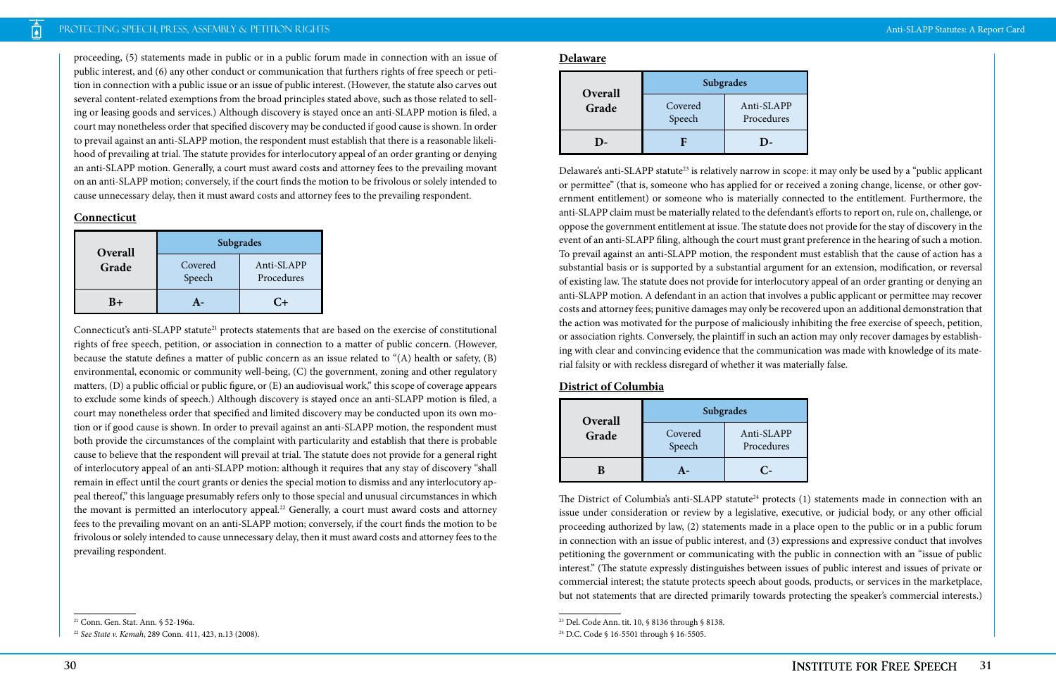proceeding, (5) statements made in public or in a public forum made in connection with an issue of public interest, and (6) any other conduct or communication that furthers rights of free speech or petition in connection with a public issue or an issue of public interest. (However, the statute also carves out several content-related exemptions from the broad principles stated above, such as those related to selling or leasing goods and services.) Although discovery is stayed once an anti-SLAPP motion is filed, a court may nonetheless order that specified discovery may be conducted if good cause is shown. In order to prevail against an anti-SLAPP motion, the respondent must establish that there is a reasonable likelihood of prevailing at trial. The statute provides for interlocutory appeal of an order granting or denying an anti-SLAPP motion. Generally, a court must award costs and attorney fees to the prevailing movant on an anti-SLAPP motion; conversely, if the court finds the motion to be frivolous or solely intended to cause unnecessary delay, then it must award costs and attorney fees to the prevailing respondent.

## Connecticut

| Overall Grade | Subgrades | |
|---|---|---|
| | Covered Speech | Anti-SLAPP Procedures |
| B+ | A- | C+ |

Connecticut's anti-SLAPP statute[21] protects statements that are based on the exercise of constitutional rights of free speech, petition, or association in connection to a matter of public concern. (However, because the statute defines a matter of public concern as an issue related to "(A) health or safety, (B) environmental, economic or community well-being, (C) the government, zoning and other regulatory matters, (D) a public official or public figure, or (E) an audiovisual work," this scope of coverage appears to exclude some kinds of speech.) Although discovery is stayed once an anti-SLAPP motion is filed, a court may nonetheless order that specified and limited discovery may be conducted upon its own motion or if good cause is shown. In order to prevail against an anti-SLAPP motion, the respondent must both provide the circumstances of the complaint with particularity and establish that there is probable cause to believe that the respondent will prevail at trial. The statute does not provide for a general right of interlocutory appeal of an anti-SLAPP motion: although it requires that any stay of discovery "shall remain in effect until the court grants or denies the special motion to dismiss and any interlocutory appeal thereof," this language presumably refers only to those special and unusual circumstances in which the movant is permitted an interlocutory appeal.[22] Generally, a court must award costs and attorney fees to the prevailing movant on an anti-SLAPP motion; conversely, if the court finds the motion to be frivolous or solely intended to cause unnecessary delay, then it must award costs and attorney fees to the prevailing respondent.

[21] Conn. Gen. Stat. Ann. § 52-196a.

[22] *See State v. Kemah*, 289 Conn. 411, 423, n.13 (2008).

## Delaware

| Overall Grade | Subgrades | |
|---|---|---|
| | Covered Speech | Anti-SLAPP Procedures |
| D- | F | D- |

Delaware's anti-SLAPP statute[23] is relatively narrow in scope: it may only be used by a "public applicant or permittee" (that is, someone who has applied for or received a zoning change, license, or other government entitlement) or someone who is materially connected to the entitlement. Furthermore, the anti-SLAPP claim must be materially related to the defendant's efforts to report on, rule on, challenge, or oppose the government entitlement at issue. The statute does not provide for the stay of discovery in the event of an anti-SLAPP filing, although the court must grant preference in the hearing of such a motion. To prevail against an anti-SLAPP motion, the respondent must establish that the cause of action has a substantial basis or is supported by a substantial argument for an extension, modification, or reversal of existing law. The statute does not provide for interlocutory appeal of an order granting or denying an anti-SLAPP motion. A defendant in an action that involves a public applicant or permittee may recover costs and attorney fees; punitive damages may only be recovered upon an additional demonstration that the action was motivated for the purpose of maliciously inhibiting the free exercise of speech, petition, or association rights. Conversely, the plaintiff in such an action may only recover damages by establishing with clear and convincing evidence that the communication was made with knowledge of its material falsity or with reckless disregard of whether it was materially false.

## District of Columbia

| Overall Grade | Subgrades | |
|---|---|---|
| | Covered Speech | Anti-SLAPP Procedures |
| B | A- | C- |

The District of Columbia's anti-SLAPP statute[24] protects (1) statements made in connection with an issue under consideration or review by a legislative, executive, or judicial body, or any other official proceeding authorized by law, (2) statements made in a place open to the public or in a public forum in connection with an issue of public interest, and (3) expressions and expressive conduct that involves petitioning the government or communicating with the public in connection with an "issue of public interest." (The statute expressly distinguishes between issues of public interest and issues of private or commercial interest; the statute protects speech about goods, products, or services in the marketplace, but not statements that are directed primarily towards protecting the speaker's commercial interests.)

[23] Del. Code Ann. tit. 10, § 8136 through § 8138.

[24] D.C. Code § 16-5501 through § 16-5505.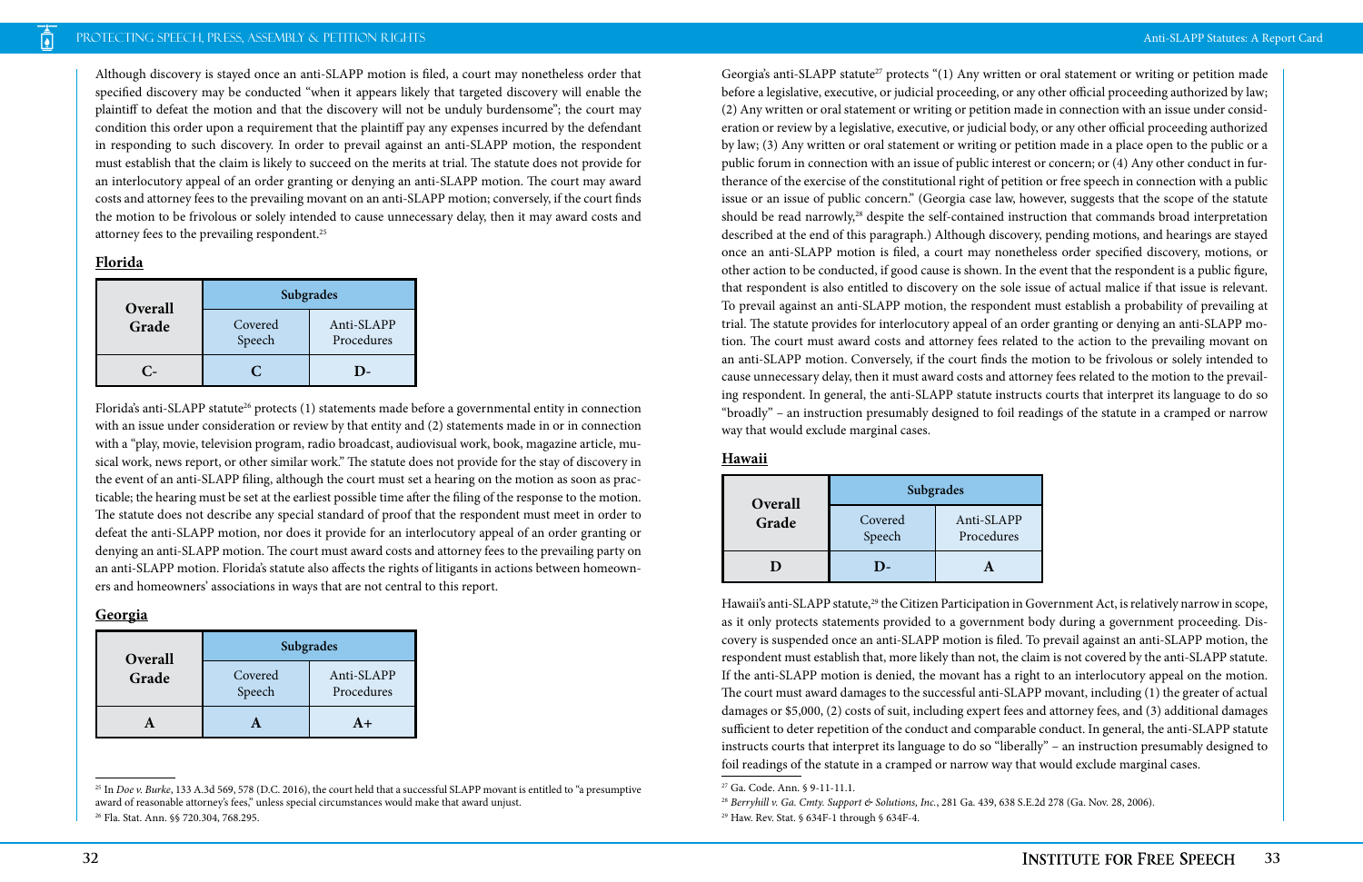Although discovery is stayed once an anti-SLAPP motion is filed, a court may nonetheless order that specified discovery may be conducted "when it appears likely that targeted discovery will enable the plaintiff to defeat the motion and that the discovery will not be unduly burdensome"; the court may condition this order upon a requirement that the plaintiff pay any expenses incurred by the defendant in responding to such discovery. In order to prevail against an anti-SLAPP motion, the respondent must establish that the claim is likely to succeed on the merits at trial. The statute does not provide for an interlocutory appeal of an order granting or denying an anti-SLAPP motion. The court may award costs and attorney fees to the prevailing movant on an anti-SLAPP motion; conversely, if the court finds the motion to be frivolous or solely intended to cause unnecessary delay, then it may award costs and attorney fees to the prevailing respondent.[25]

## Florida

| Overall Grade | Subgrades | |
|---|---|---|
| | Covered Speech | Anti-SLAPP Procedures |
| C- | C | D- |

Florida's anti-SLAPP statute[26] protects (1) statements made before a governmental entity in connection with an issue under consideration or review by that entity and (2) statements made in or in connection with a "play, movie, television program, radio broadcast, audiovisual work, book, magazine article, musical work, news report, or other similar work." The statute does not provide for the stay of discovery in the event of an anti-SLAPP filing, although the court must set a hearing on the motion as soon as practicable; the hearing must be set at the earliest possible time after the filing of the response to the motion. The statute does not describe any special standard of proof that the respondent must meet in order to defeat the anti-SLAPP motion, nor does it provide for an interlocutory appeal of an order granting or denying an anti-SLAPP motion. The court must award costs and attorney fees to the prevailing party on an anti-SLAPP motion. Florida's statute also affects the rights of litigants in actions between homeowners and homeowners' associations in ways that are not central to this report.

## Georgia

| Overall Grade | Subgrades | |
|---|---|---|
| | Covered Speech | Anti-SLAPP Procedures |
| A | A | A+ |

Georgia's anti-SLAPP statute[27] protects "(1) Any written or oral statement or writing or petition made before a legislative, executive, or judicial proceeding, or any other official proceeding authorized by law; (2) Any written or oral statement or writing or petition made in connection with an issue under consideration or review by a legislative, executive, or judicial body, or any other official proceeding authorized by law; (3) Any written or oral statement or writing or petition made in a place open to the public or a public forum in connection with an issue of public interest or concern; or (4) Any other conduct in furtherance of the exercise of the constitutional right of petition or free speech in connection with a public issue or an issue of public concern." (Georgia case law, however, suggests that the scope of the statute should be read narrowly,[28] despite the self-contained instruction that commands broad interpretation described at the end of this paragraph.) Although discovery, pending motions, and hearings are stayed once an anti-SLAPP motion is filed, a court may nonetheless order specified discovery, motions, or other action to be conducted, if good cause is shown. In the event that the respondent is a public figure, that respondent is also entitled to discovery on the sole issue of actual malice if that issue is relevant. To prevail against an anti-SLAPP motion, the respondent must establish a probability of prevailing at trial. The statute provides for interlocutory appeal of an order granting or denying an anti-SLAPP motion. The court must award costs and attorney fees related to the action to the prevailing movant on an anti-SLAPP motion. Conversely, if the court finds the motion to be frivolous or solely intended to cause unnecessary delay, then it must award costs and attorney fees related to the motion to the prevailing respondent. In general, the anti-SLAPP statute instructs courts that interpret its language to do so "broadly" – an instruction presumably designed to foil readings of the statute in a cramped or narrow way that would exclude marginal cases.

## Hawaii

| Overall Grade | Subgrades | |
|---|---|---|
| | Covered Speech | Anti-SLAPP Procedures |
| D | D- | A |

Hawaii's anti-SLAPP statute,[29] the Citizen Participation in Government Act, is relatively narrow in scope, as it only protects statements provided to a government body during a government proceeding. Discovery is suspended once an anti-SLAPP motion is filed. To prevail against an anti-SLAPP motion, the respondent must establish that, more likely than not, the claim is not covered by the anti-SLAPP statute. If the anti-SLAPP motion is denied, the movant has a right to an interlocutory appeal on the motion. The court must award damages to the successful anti-SLAPP movant, including (1) the greater of actual damages or $5,000, (2) costs of suit, including expert fees and attorney fees, and (3) additional damages sufficient to deter repetition of the conduct and comparable conduct. In general, the anti-SLAPP statute instructs courts that interpret its language to do so "liberally" – an instruction presumably designed to foil readings of the statute in a cramped or narrow way that would exclude marginal cases.

---

[25] In *Doe v. Burke*, 133 A.3d 569, 578 (D.C. 2016), the court held that a successful SLAPP movant is entitled to "a presumptive award of reasonable attorney's fees," unless special circumstances would make that award unjust.

[26] Fla. Stat. Ann. §§ 720.304, 768.295.

[27] Ga. Code. Ann. § 9-11-11.1.

[28] *Berryhill v. Ga. Cmty. Support & Solutions, Inc.*, 281 Ga. 439, 638 S.E.2d 278 (Ga. Nov. 28, 2006).

[29] Haw. Rev. Stat. § 634F-1 through § 634F-4.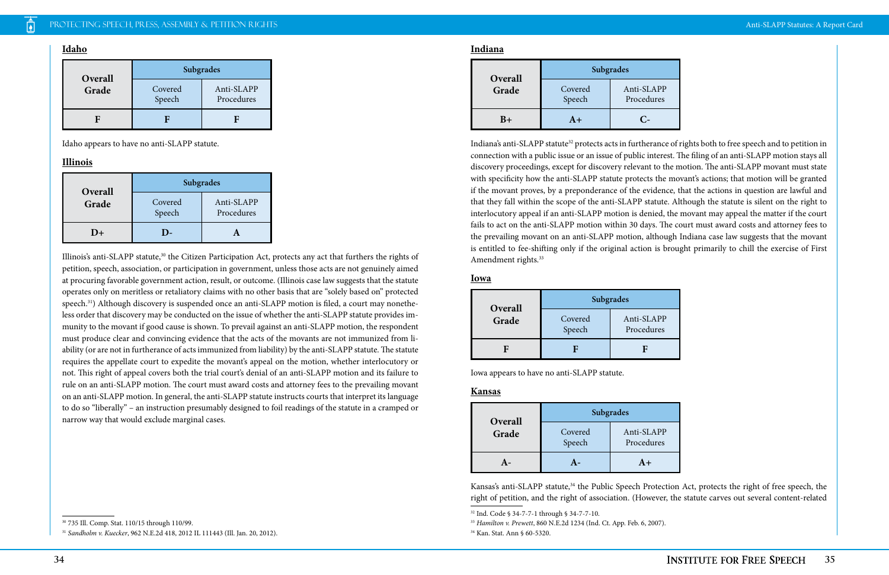## Idaho

| Overall Grade | Subgrades | |
|---|---|---|
| | Covered Speech | Anti-SLAPP Procedures |
| F | F | F |

Idaho appears to have no anti-SLAPP statute.

## Illinois

| Overall Grade | Subgrades | |
|---|---|---|
| | Covered Speech | Anti-SLAPP Procedures |
| D+ | D- | A |

Illinois's anti-SLAPP statute,[30] the Citizen Participation Act, protects any act that furthers the rights of petition, speech, association, or participation in government, unless those acts are not genuinely aimed at procuring favorable government action, result, or outcome. (Illinois case law suggests that the statute operates only on meritless or retaliatory claims with no other basis that are "solely based on" protected speech.[31]) Although discovery is suspended once an anti-SLAPP motion is filed, a court may nonetheless order that discovery may be conducted on the issue of whether the anti-SLAPP statute provides immunity to the movant if good cause is shown. To prevail against an anti-SLAPP motion, the respondent must produce clear and convincing evidence that the acts of the movants are not immunized from liability (or are not in furtherance of acts immunized from liability) by the anti-SLAPP statute. The statute requires the appellate court to expedite the movant's appeal on the motion, whether interlocutory or not. This right of appeal covers both the trial court's denial of an anti-SLAPP motion and its failure to rule on an anti-SLAPP motion. The court must award costs and attorney fees to the prevailing movant on an anti-SLAPP motion. In general, the anti-SLAPP statute instructs courts that interpret its language to do so "liberally" – an instruction presumably designed to foil readings of the statute in a cramped or narrow way that would exclude marginal cases.

[30] 735 Ill. Comp. Stat. 110/15 through 110/99.

[31] *Sandholm v. Kuecker*, 962 N.E.2d 418, 2012 IL 111443 (Ill. Jan. 20, 2012).

## Indiana

| Overall Grade | Subgrades | |
|---|---|---|
| | Covered Speech | Anti-SLAPP Procedures |
| B+ | A+ | C- |

Indiana's anti-SLAPP statute[32] protects acts in furtherance of rights both to free speech and to petition in connection with a public issue or an issue of public interest. The filing of an anti-SLAPP motion stays all discovery proceedings, except for discovery relevant to the motion. The anti-SLAPP movant must state with specificity how the anti-SLAPP statute protects the movant's actions; that motion will be granted if the movant proves, by a preponderance of the evidence, that the actions in question are lawful and that they fall within the scope of the anti-SLAPP statute. Although the statute is silent on the right to interlocutory appeal if an anti-SLAPP motion is denied, the movant may appeal the matter if the court fails to act on the anti-SLAPP motion within 30 days. The court must award costs and attorney fees to the prevailing movant on an anti-SLAPP motion, although Indiana case law suggests that the movant is entitled to fee-shifting only if the original action is brought primarily to chill the exercise of First Amendment rights.[33]

## Iowa

| Overall Grade | Subgrades | |
|---|---|---|
| | Covered Speech | Anti-SLAPP Procedures |
| F | F | F |

Iowa appears to have no anti-SLAPP statute.

## Kansas

| Overall Grade | Subgrades | |
|---|---|---|
| | Covered Speech | Anti-SLAPP Procedures |
| A- | A- | A+ |

Kansas's anti-SLAPP statute,[34] the Public Speech Protection Act, protects the right of free speech, the right of petition, and the right of association. (However, the statute carves out several content-related

[32] Ind. Code § 34-7-7-1 through § 34-7-7-10.

[33] *Hamilton v. Prewett*, 860 N.E.2d 1234 (Ind. Ct. App. Feb. 6, 2007).

[34] Kan. Stat. Ann § 60-5320.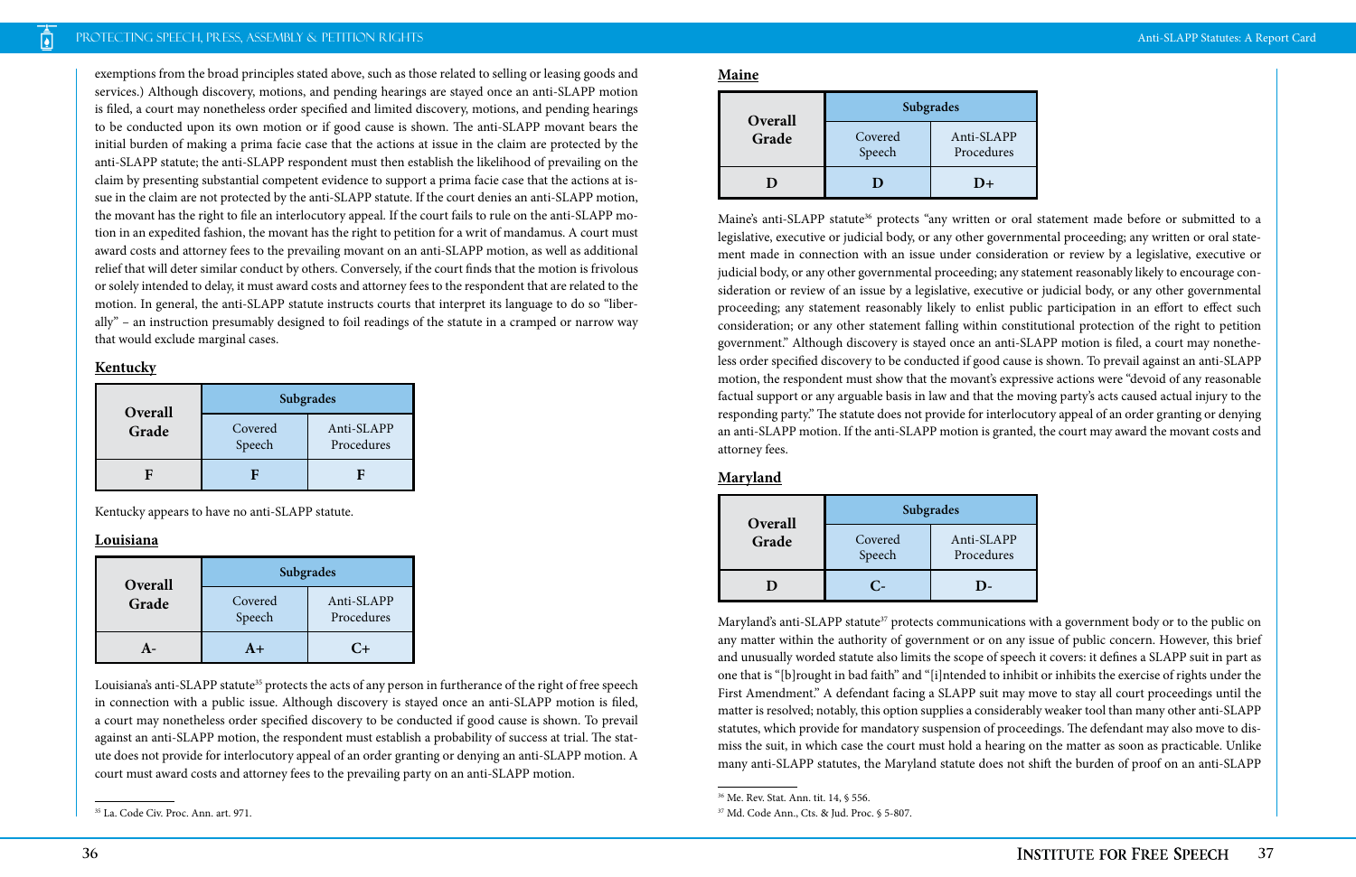exemptions from the broad principles stated above, such as those related to selling or leasing goods and services.) Although discovery, motions, and pending hearings are stayed once an anti-SLAPP motion is filed, a court may nonetheless order specified and limited discovery, motions, and pending hearings to be conducted upon its own motion or if good cause is shown. The anti-SLAPP movant bears the initial burden of making a prima facie case that the actions at issue in the claim are protected by the anti-SLAPP statute; the anti-SLAPP respondent must then establish the likelihood of prevailing on the claim by presenting substantial competent evidence to support a prima facie case that the actions at issue in the claim are not protected by the anti-SLAPP statute. If the court denies an anti-SLAPP motion, the movant has the right to file an interlocutory appeal. If the court fails to rule on the anti-SLAPP motion in an expedited fashion, the movant has the right to petition for a writ of mandamus. A court must award costs and attorney fees to the prevailing movant on an anti-SLAPP motion, as well as additional relief that will deter similar conduct by others. Conversely, if the court finds that the motion is frivolous or solely intended to delay, it must award costs and attorney fees to the respondent that are related to the motion. In general, the anti-SLAPP statute instructs courts that interpret its language to do so "liberally" – an instruction presumably designed to foil readings of the statute in a cramped or narrow way that would exclude marginal cases.

**Kentucky**

| Overall Grade | Subgrades | |
|---|---|---|
| | Covered Speech | Anti-SLAPP Procedures |
| F | F | F |

Kentucky appears to have no anti-SLAPP statute.

**Louisiana**

| Overall Grade | Subgrades | |
|---|---|---|
| | Covered Speech | Anti-SLAPP Procedures |
| A- | A+ | C+ |

Louisiana's anti-SLAPP statute[35] protects the acts of any person in furtherance of the right of free speech in connection with a public issue. Although discovery is stayed once an anti-SLAPP motion is filed, a court may nonetheless order specified discovery to be conducted if good cause is shown. To prevail against an anti-SLAPP motion, the respondent must establish a probability of success at trial. The statute does not provide for interlocutory appeal of an order granting or denying an anti-SLAPP motion. A court must award costs and attorney fees to the prevailing party on an anti-SLAPP motion.

[35] La. Code Civ. Proc. Ann. art. 971.

**Maine**

| Overall Grade | Subgrades | |
|---|---|---|
| | Covered Speech | Anti-SLAPP Procedures |
| D | D | D+ |

Maine's anti-SLAPP statute[36] protects "any written or oral statement made before or submitted to a legislative, executive or judicial body, or any other governmental proceeding; any written or oral statement made in connection with an issue under consideration or review by a legislative, executive or judicial body, or any other governmental proceeding; any statement reasonably likely to encourage consideration or review of an issue by a legislative, executive or judicial body, or any other governmental proceeding; any statement reasonably likely to enlist public participation in an effort to effect such consideration; or any other statement falling within constitutional protection of the right to petition government." Although discovery is stayed once an anti-SLAPP motion is filed, a court may nonetheless order specified discovery to be conducted if good cause is shown. To prevail against an anti-SLAPP motion, the respondent must show that the movant's expressive actions were "devoid of any reasonable factual support or any arguable basis in law and that the moving party's acts caused actual injury to the responding party." The statute does not provide for interlocutory appeal of an order granting or denying an anti-SLAPP motion. If the anti-SLAPP motion is granted, the court may award the movant costs and attorney fees.

**Maryland**

| Overall Grade | Subgrades | |
|---|---|---|
| | Covered Speech | Anti-SLAPP Procedures |
| D | C- | D- |

Maryland's anti-SLAPP statute[37] protects communications with a government body or to the public on any matter within the authority of government or on any issue of public concern. However, this brief and unusually worded statute also limits the scope of speech it covers: it defines a SLAPP suit in part as one that is "[b]rought in bad faith" and "[i]ntended to inhibit or inhibits the exercise of rights under the First Amendment." A defendant facing a SLAPP suit may move to stay all court proceedings until the matter is resolved; notably, this option supplies a considerably weaker tool than many other anti-SLAPP statutes, which provide for mandatory suspension of proceedings. The defendant may also move to dismiss the suit, in which case the court must hold a hearing on the matter as soon as practicable. Unlike many anti-SLAPP statutes, the Maryland statute does not shift the burden of proof on an anti-SLAPP

[36] Me. Rev. Stat. Ann. tit. 14, § 556.

[37] Md. Code Ann., Cts. & Jud. Proc. § 5-807.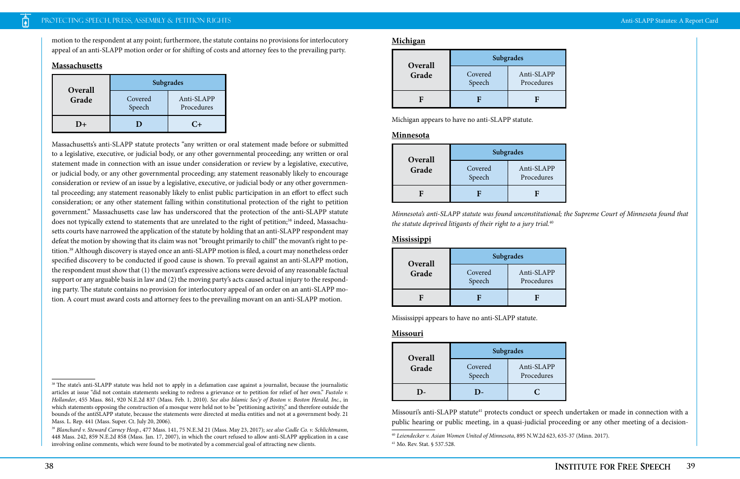motion to the respondent at any point; furthermore, the statute contains no provisions for interlocutory appeal of an anti-SLAPP motion order or for shifting of costs and attorney fees to the prevailing party.

## Massachusetts

| Overall Grade | Subgrades | |
|---|---|---|
| | Covered Speech | Anti-SLAPP Procedures |
| **D+** | **D** | **C+** |

Massachusetts's anti-SLAPP statute protects "any written or oral statement made before or submitted to a legislative, executive, or judicial body, or any other governmental proceeding; any written or oral statement made in connection with an issue under consideration or review by a legislative, executive, or judicial body, or any other governmental proceeding; any statement reasonably likely to encourage consideration or review of an issue by a legislative, executive, or judicial body or any other governmental proceeding; any statement reasonably likely to enlist public participation in an effort to effect such consideration; or any other statement falling within constitutional protection of the right to petition government." Massachusetts case law has underscored that the protection of the anti-SLAPP statute does not typically extend to statements that are unrelated to the right of petition;[38] indeed, Massachusetts courts have narrowed the application of the statute by holding that an anti-SLAPP respondent may defeat the motion by showing that its claim was not "brought primarily to chill" the movant's right to petition.[39] Although discovery is stayed once an anti-SLAPP motion is filed, a court may nonetheless order specified discovery to be conducted if good cause is shown. To prevail against an anti-SLAPP motion, the respondent must show that (1) the movant's expressive actions were devoid of any reasonable factual support or any arguable basis in law and (2) the moving party's acts caused actual injury to the responding party. The statute contains no provision for interlocutory appeal of an order on an anti-SLAPP motion. A court must award costs and attorney fees to the prevailing movant on an anti-SLAPP motion.

[38] The state's anti-SLAPP statute was held not to apply in a defamation case against a journalist, because the journalistic articles at issue "did not contain statements seeking to redress a grievance or to petition for relief of her own." *Fustolo v. Hollander*, 455 Mass. 861, 920 N.E.2d 837 (Mass. Feb. 1, 2010). *See also Islamic Soc'y of Boston v. Boston Herald, Inc.*, in which statements opposing the construction of a mosque were held not to be "petitioning activity," and therefore outside the bounds of the antiSLAPP statute, because the statements were directed at media entities and not at a government body. 21 Mass. L. Rep. 441 (Mass. Super. Ct. July 20, 2006).

[39] *Blanchard v. Steward Carney Hosp.*, 477 Mass. 141, 75 N.E.3d 21 (Mass. May 23, 2017); *see also Cadle Co. v. Schlichtmann*, 448 Mass. 242, 859 N.E.2d 858 (Mass. Jan. 17, 2007), in which the court refused to allow anti-SLAPP application in a case involving online comments, which were found to be motivated by a commercial goal of attracting new clients.

## Michigan

| Overall Grade | Subgrades | |
|---|---|---|
| | Covered Speech | Anti-SLAPP Procedures |
| **F** | **F** | **F** |

Michigan appears to have no anti-SLAPP statute.

## Minnesota

| Overall Grade | Subgrades | |
|---|---|---|
| | Covered Speech | Anti-SLAPP Procedures |
| **F** | **F** | **F** |

*Minnesota's anti-SLAPP statute was found unconstitutional; the Supreme Court of Minnesota found that the statute deprived litigants of their right to a jury trial.*[40]

## Mississippi

| Overall Grade | Subgrades | |
|---|---|---|
| | Covered Speech | Anti-SLAPP Procedures |
| **F** | **F** | **F** |

Mississippi appears to have no anti-SLAPP statute.

## Missouri

| Overall Grade | Subgrades | |
|---|---|---|
| | Covered Speech | Anti-SLAPP Procedures |
| **D-** | **D-** | **C** |

Missouri's anti-SLAPP statute[41] protects conduct or speech undertaken or made in connection with a public hearing or public meeting, in a quasi-judicial proceeding or any other meeting of a decision-

[40] *Leiendecker v. Asian Women United of Minnesota*, 895 N.W.2d 623, 635-37 (Minn. 2017).

[41] Mo. Rev. Stat. § 537.528.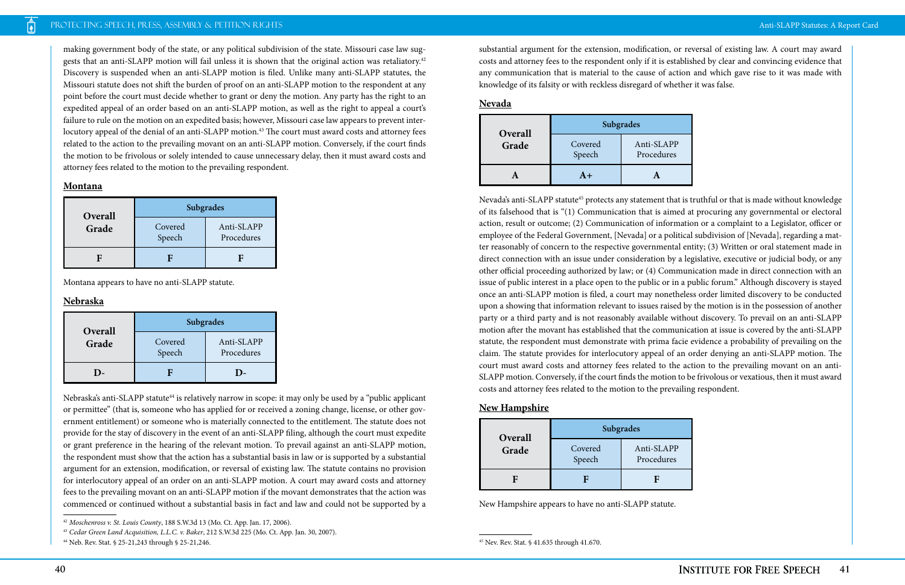making government body of the state, or any political subdivision of the state. Missouri case law suggests that an anti-SLAPP motion will fail unless it is shown that the original action was retaliatory.[42] Discovery is suspended when an anti-SLAPP motion is filed. Unlike many anti-SLAPP statutes, the Missouri statute does not shift the burden of proof on an anti-SLAPP motion to the respondent at any point before the court must decide whether to grant or deny the motion. Any party has the right to an expedited appeal of an order based on an anti-SLAPP motion, as well as the right to appeal a court's failure to rule on the motion on an expedited basis; however, Missouri case law appears to prevent interlocutory appeal of the denial of an anti-SLAPP motion.[43] The court must award costs and attorney fees related to the action to the prevailing movant on an anti-SLAPP motion. Conversely, if the court finds the motion to be frivolous or solely intended to cause unnecessary delay, then it must award costs and attorney fees related to the motion to the prevailing respondent.

## Montana

| Overall Grade | Subgrades | |
|---|---|---|
| | Covered Speech | Anti-SLAPP Procedures |
| F | F | F |

Montana appears to have no anti-SLAPP statute.

## Nebraska

| Overall Grade | Subgrades | |
|---|---|---|
| | Covered Speech | Anti-SLAPP Procedures |
| D- | F | D- |

Nebraska's anti-SLAPP statute[44] is relatively narrow in scope: it may only be used by a "public applicant or permittee" (that is, someone who has applied for or received a zoning change, license, or other government entitlement) or someone who is materially connected to the entitlement. The statute does not provide for the stay of discovery in the event of an anti-SLAPP filing, although the court must expedite or grant preference in the hearing of the relevant motion. To prevail against an anti-SLAPP motion, the respondent must show that the action has a substantial basis in law or is supported by a substantial argument for an extension, modification, or reversal of existing law. The statute contains no provision for interlocutory appeal of an order on an anti-SLAPP motion. A court may award costs and attorney fees to the prevailing movant on an anti-SLAPP motion if the movant demonstrates that the action was commenced or continued without a substantial basis in fact and law and could not be supported by a substantial argument for the extension, modification, or reversal of existing law. A court may award costs and attorney fees to the respondent only if it is established by clear and convincing evidence that any communication that is material to the cause of action and which gave rise to it was made with knowledge of its falsity or with reckless disregard of whether it was false.

## Nevada

| Overall Grade | Subgrades | |
|---|---|---|
| | Covered Speech | Anti-SLAPP Procedures |
| A | A+ | A |

Nevada's anti-SLAPP statute[45] protects any statement that is truthful or that is made without knowledge of its falsehood that is "(1) Communication that is aimed at procuring any governmental or electoral action, result or outcome; (2) Communication of information or a complaint to a Legislator, officer or employee of the Federal Government, [Nevada] or a political subdivision of [Nevada], regarding a matter reasonably of concern to the respective governmental entity; (3) Written or oral statement made in direct connection with an issue under consideration by a legislative, executive or judicial body, or any other official proceeding authorized by law; or (4) Communication made in direct connection with an issue of public interest in a place open to the public or in a public forum." Although discovery is stayed once an anti-SLAPP motion is filed, a court may nonetheless order limited discovery to be conducted upon a showing that information relevant to issues raised by the motion is in the possession of another party or a third party and is not reasonably available without discovery. To prevail on an anti-SLAPP motion after the movant has established that the communication at issue is covered by the anti-SLAPP statute, the respondent must demonstrate with prima facie evidence a probability of prevailing on the claim. The statute provides for interlocutory appeal of an order denying an anti-SLAPP motion. The court must award costs and attorney fees related to the action to the prevailing movant on an anti-SLAPP motion. Conversely, if the court finds the motion to be frivolous or vexatious, then it must award costs and attorney fees related to the motion to the prevailing respondent.

## New Hampshire

| Overall Grade | Subgrades | |
|---|---|---|
| | Covered Speech | Anti-SLAPP Procedures |
| F | F | F |

New Hampshire appears to have no anti-SLAPP statute.

---

[42] *Moschenross v. St. Louis County*, 188 S.W.3d 13 (Mo. Ct. App. Jan. 17, 2006).

[43] *Cedar Green Land Acquisition, L.L.C. v. Baker*, 212 S.W.3d 225 (Mo. Ct. App. Jan. 30, 2007).

[44] Neb. Rev. Stat. § 25-21,243 through § 25-21,246.

[45] Nev. Rev. Stat. § 41.635 through 41.670.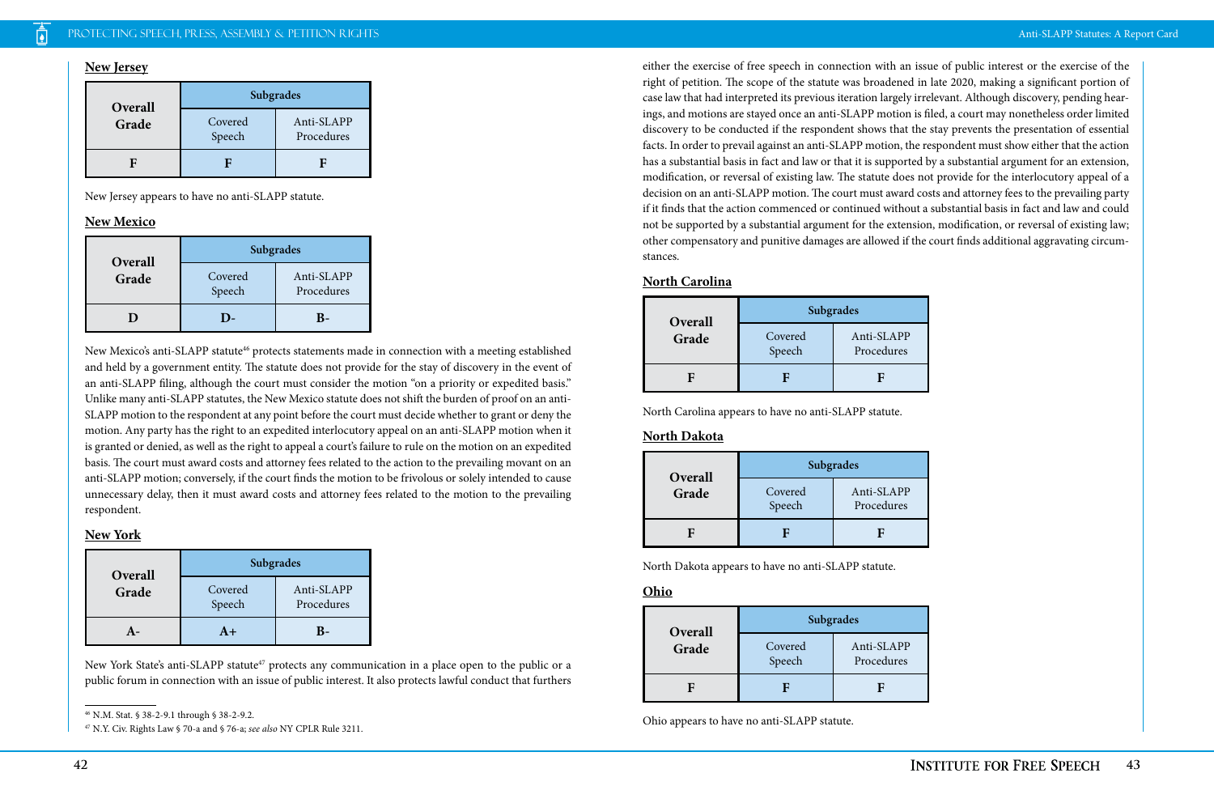## New Jersey

| Overall Grade | Subgrades | |
|---|---|---|
| | Covered Speech | Anti-SLAPP Procedures |
| F | F | F |

New Jersey appears to have no anti-SLAPP statute.

## New Mexico

| Overall Grade | Subgrades | |
|---|---|---|
| | Covered Speech | Anti-SLAPP Procedures |
| D | D- | B- |

New Mexico's anti-SLAPP statute[46] protects statements made in connection with a meeting established and held by a government entity. The statute does not provide for the stay of discovery in the event of an anti-SLAPP filing, although the court must consider the motion "on a priority or expedited basis." Unlike many anti-SLAPP statutes, the New Mexico statute does not shift the burden of proof on an anti-SLAPP motion to the respondent at any point before the court must decide whether to grant or deny the motion. Any party has the right to an expedited interlocutory appeal on an anti-SLAPP motion when it is granted or denied, as well as the right to appeal a court's failure to rule on the motion on an expedited basis. The court must award costs and attorney fees related to the action to the prevailing movant on an anti-SLAPP motion; conversely, if the court finds the motion to be frivolous or solely intended to cause unnecessary delay, then it must award costs and attorney fees related to the motion to the prevailing respondent.

## New York

| Overall Grade | Subgrades | |
|---|---|---|
| | Covered Speech | Anti-SLAPP Procedures |
| A- | A+ | B- |

New York State's anti-SLAPP statute[47] protects any communication in a place open to the public or a public forum in connection with an issue of public interest. It also protects lawful conduct that furthers either the exercise of free speech in connection with an issue of public interest or the exercise of the right of petition. The scope of the statute was broadened in late 2020, making a significant portion of case law that had interpreted its previous iteration largely irrelevant. Although discovery, pending hearings, and motions are stayed once an anti-SLAPP motion is filed, a court may nonetheless order limited discovery to be conducted if the respondent shows that the stay prevents the presentation of essential facts. In order to prevail against an anti-SLAPP motion, the respondent must show either that the action has a substantial basis in fact and law or that it is supported by a substantial argument for an extension, modification, or reversal of existing law. The statute does not provide for the interlocutory appeal of a decision on an anti-SLAPP motion. The court must award costs and attorney fees to the prevailing party if it finds that the action commenced or continued without a substantial basis in fact and law and could not be supported by a substantial argument for the extension, modification, or reversal of existing law; other compensatory and punitive damages are allowed if the court finds additional aggravating circumstances.

## North Carolina

| Overall Grade | Subgrades | |
|---|---|---|
| | Covered Speech | Anti-SLAPP Procedures |
| F | F | F |

North Carolina appears to have no anti-SLAPP statute.

## North Dakota

| Overall Grade | Subgrades | |
|---|---|---|
| | Covered Speech | Anti-SLAPP Procedures |
| F | F | F |

North Dakota appears to have no anti-SLAPP statute.

## Ohio

| Overall Grade | Subgrades | |
|---|---|---|
| | Covered Speech | Anti-SLAPP Procedures |
| F | F | F |

Ohio appears to have no anti-SLAPP statute.

---

[46] N.M. Stat. § 38-2-9.1 through § 38-2-9.2.

[47] N.Y. Civ. Rights Law § 70-a and § 76-a; *see also* NY CPLR Rule 3211.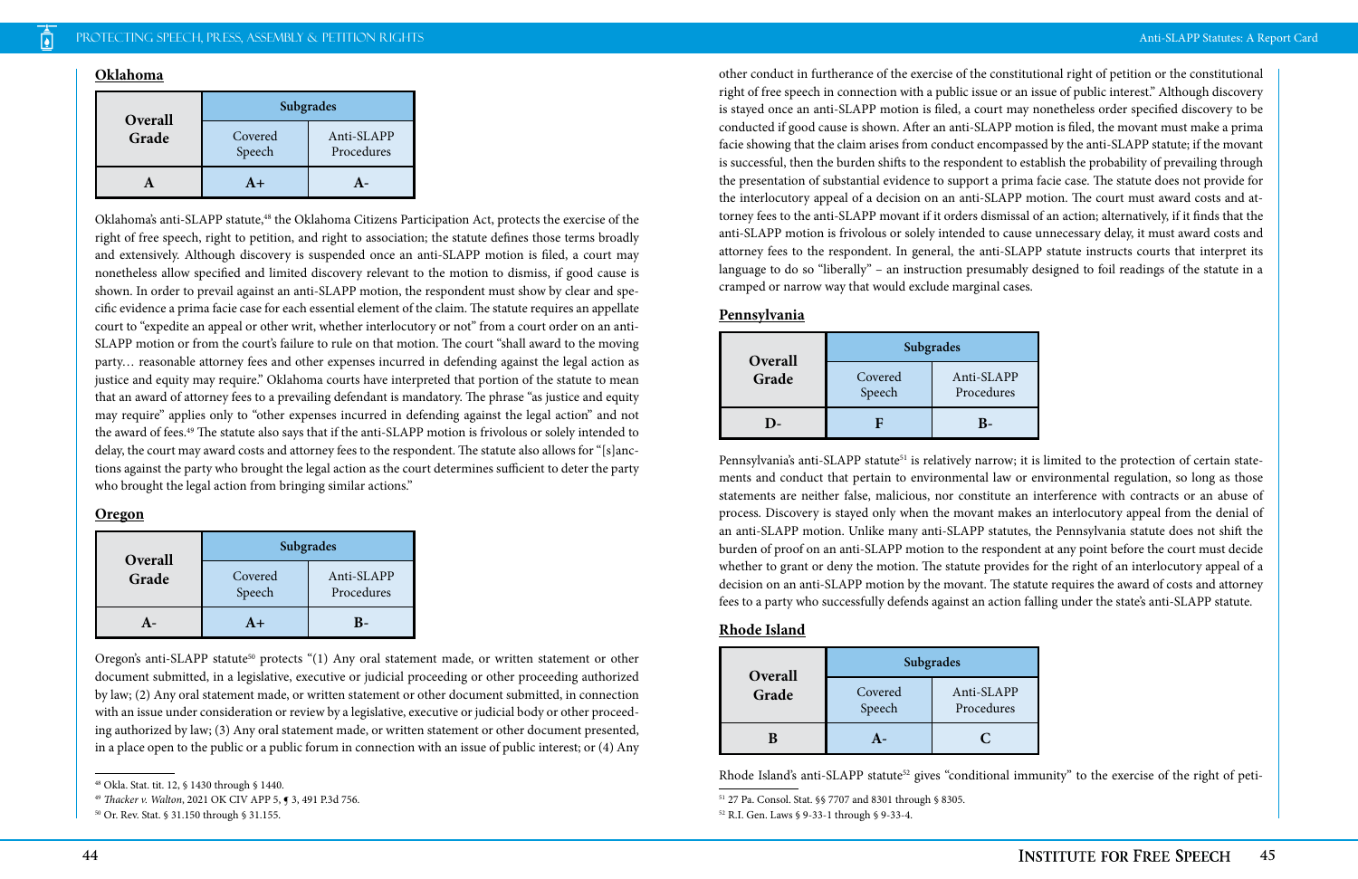## Oklahoma

| Overall Grade | Subgrades | |
|---|---|---|
| | Covered Speech | Anti-SLAPP Procedures |
| A | A+ | A- |

Oklahoma's anti-SLAPP statute,[48] the Oklahoma Citizens Participation Act, protects the exercise of the right of free speech, right to petition, and right to association; the statute defines those terms broadly and extensively. Although discovery is suspended once an anti-SLAPP motion is filed, a court may nonetheless allow specified and limited discovery relevant to the motion to dismiss, if good cause is shown. In order to prevail against an anti-SLAPP motion, the respondent must show by clear and specific evidence a prima facie case for each essential element of the claim. The statute requires an appellate court to "expedite an appeal or other writ, whether interlocutory or not" from a court order on an anti-SLAPP motion or from the court's failure to rule on that motion. The court "shall award to the moving party… reasonable attorney fees and other expenses incurred in defending against the legal action as justice and equity may require." Oklahoma courts have interpreted that portion of the statute to mean that an award of attorney fees to a prevailing defendant is mandatory. The phrase "as justice and equity may require" applies only to "other expenses incurred in defending against the legal action" and not the award of fees.[49] The statute also says that if the anti-SLAPP motion is frivolous or solely intended to delay, the court may award costs and attorney fees to the respondent. The statute also allows for "[s]anctions against the party who brought the legal action as the court determines sufficient to deter the party who brought the legal action from bringing similar actions."

## Oregon

| Overall Grade | Subgrades | |
|---|---|---|
| | Covered Speech | Anti-SLAPP Procedures |
| A- | A+ | B- |

Oregon's anti-SLAPP statute[50] protects "(1) Any oral statement made, or written statement or other document submitted, in a legislative, executive or judicial proceeding or other proceeding authorized by law; (2) Any oral statement made, or written statement or other document submitted, in connection with an issue under consideration or review by a legislative, executive or judicial body or other proceeding authorized by law; (3) Any oral statement made, or written statement or other document presented, in a place open to the public or a public forum in connection with an issue of public interest; or (4) Any other conduct in furtherance of the exercise of the constitutional right of petition or the constitutional right of free speech in connection with a public issue or an issue of public interest." Although discovery is stayed once an anti-SLAPP motion is filed, a court may nonetheless order specified discovery to be conducted if good cause is shown. After an anti-SLAPP motion is filed, the movant must make a prima facie showing that the claim arises from conduct encompassed by the anti-SLAPP statute; if the movant is successful, then the burden shifts to the respondent to establish the probability of prevailing through the presentation of substantial evidence to support a prima facie case. The statute does not provide for the interlocutory appeal of a decision on an anti-SLAPP motion. The court must award costs and attorney fees to the anti-SLAPP movant if it orders dismissal of an action; alternatively, if it finds that the anti-SLAPP motion is frivolous or solely intended to cause unnecessary delay, it must award costs and attorney fees to the respondent. In general, the anti-SLAPP statute instructs courts that interpret its language to do so "liberally" – an instruction presumably designed to foil readings of the statute in a cramped or narrow way that would exclude marginal cases.

## Pennsylvania

| Overall Grade | Subgrades | |
|---|---|---|
| | Covered Speech | Anti-SLAPP Procedures |
| D- | F | B- |

Pennsylvania's anti-SLAPP statute[51] is relatively narrow; it is limited to the protection of certain statements and conduct that pertain to environmental law or environmental regulation, so long as those statements are neither false, malicious, nor constitute an interference with contracts or an abuse of process. Discovery is stayed only when the movant makes an interlocutory appeal from the denial of an anti-SLAPP motion. Unlike many anti-SLAPP statutes, the Pennsylvania statute does not shift the burden of proof on an anti-SLAPP motion to the respondent at any point before the court must decide whether to grant or deny the motion. The statute provides for the right of an interlocutory appeal of a decision on an anti-SLAPP motion by the movant. The statute requires the award of costs and attorney fees to a party who successfully defends against an action falling under the state's anti-SLAPP statute.

## Rhode Island

| Overall Grade | Subgrades | |
|---|---|---|
| | Covered Speech | Anti-SLAPP Procedures |
| B | A- | C |

Rhode Island's anti-SLAPP statute[52] gives "conditional immunity" to the exercise of the right of peti-

---

[48] Okla. Stat. tit. 12, § 1430 through § 1440.

[49] *Thacker v. Walton*, 2021 OK CIV APP 5, ¶ 3, 491 P.3d 756.

[50] Or. Rev. Stat. § 31.150 through § 31.155.

[51] 27 Pa. Consol. Stat. §§ 7707 and 8301 through § 8305.

[52] R.I. Gen. Laws § 9-33-1 through § 9-33-4.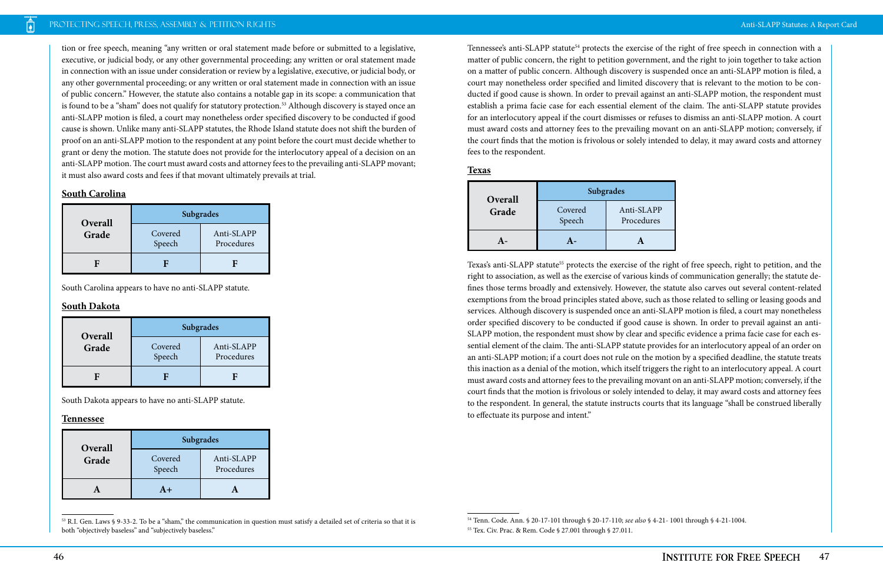tion or free speech, meaning "any written or oral statement made before or submitted to a legislative, executive, or judicial body, or any other governmental proceeding; any written or oral statement made in connection with an issue under consideration or review by a legislative, executive, or judicial body, or any other governmental proceeding; or any written or oral statement made in connection with an issue of public concern." However, the statute also contains a notable gap in its scope: a communication that is found to be a "sham" does not qualify for statutory protection.[53] Although discovery is stayed once an anti-SLAPP motion is filed, a court may nonetheless order specified discovery to be conducted if good cause is shown. Unlike many anti-SLAPP statutes, the Rhode Island statute does not shift the burden of proof on an anti-SLAPP motion to the respondent at any point before the court must decide whether to grant or deny the motion. The statute does not provide for the interlocutory appeal of a decision on an anti-SLAPP motion. The court must award costs and attorney fees to the prevailing anti-SLAPP movant; it must also award costs and fees if that movant ultimately prevails at trial.

### South Carolina

| Overall Grade | Subgrades | |
|---|---|---|
| | Covered Speech | Anti-SLAPP Procedures |
| F | F | F |

South Carolina appears to have no anti-SLAPP statute.

### South Dakota

| Overall Grade | Subgrades | |
|---|---|---|
| | Covered Speech | Anti-SLAPP Procedures |
| F | F | F |

South Dakota appears to have no anti-SLAPP statute.

### Tennessee

| Overall Grade | Subgrades | |
|---|---|---|
| | Covered Speech | Anti-SLAPP Procedures |
| A | A+ | A |

Tennessee's anti-SLAPP statute[54] protects the exercise of the right of free speech in connection with a matter of public concern, the right to petition government, and the right to join together to take action on a matter of public concern. Although discovery is suspended once an anti-SLAPP motion is filed, a court may nonetheless order specified and limited discovery that is relevant to the motion to be conducted if good cause is shown. In order to prevail against an anti-SLAPP motion, the respondent must establish a prima facie case for each essential element of the claim. The anti-SLAPP statute provides for an interlocutory appeal if the court dismisses or refuses to dismiss an anti-SLAPP motion. A court must award costs and attorney fees to the prevailing movant on an anti-SLAPP motion; conversely, if the court finds that the motion is frivolous or solely intended to delay, it may award costs and attorney fees to the respondent.

### Texas

| Overall Grade | Subgrades | |
|---|---|---|
| | Covered Speech | Anti-SLAPP Procedures |
| A- | A- | A |

Texas's anti-SLAPP statute[55] protects the exercise of the right of free speech, right to petition, and the right to association, as well as the exercise of various kinds of communication generally; the statute defines those terms broadly and extensively. However, the statute also carves out several content-related exemptions from the broad principles stated above, such as those related to selling or leasing goods and services. Although discovery is suspended once an anti-SLAPP motion is filed, a court may nonetheless order specified discovery to be conducted if good cause is shown. In order to prevail against an anti-SLAPP motion, the respondent must show by clear and specific evidence a prima facie case for each essential element of the claim. The anti-SLAPP statute provides for an interlocutory appeal of an order on an anti-SLAPP motion; if a court does not rule on the motion by a specified deadline, the statute treats this inaction as a denial of the motion, which itself triggers the right to an interlocutory appeal. A court must award costs and attorney fees to the prevailing movant on an anti-SLAPP motion; conversely, if the court finds that the motion is frivolous or solely intended to delay, it may award costs and attorney fees to the respondent. In general, the statute instructs courts that its language "shall be construed liberally to effectuate its purpose and intent."

---

[53] R.I. Gen. Laws § 9-33-2. To be a "sham," the communication in question must satisfy a detailed set of criteria so that it is both "objectively baseless" and "subjectively baseless."

[54] Tenn. Code. Ann. § 20-17-101 through § 20-17-110; *see also* § 4-21- 1001 through § 4-21-1004.

[55] Tex. Civ. Prac. & Rem. Code § 27.001 through § 27.011.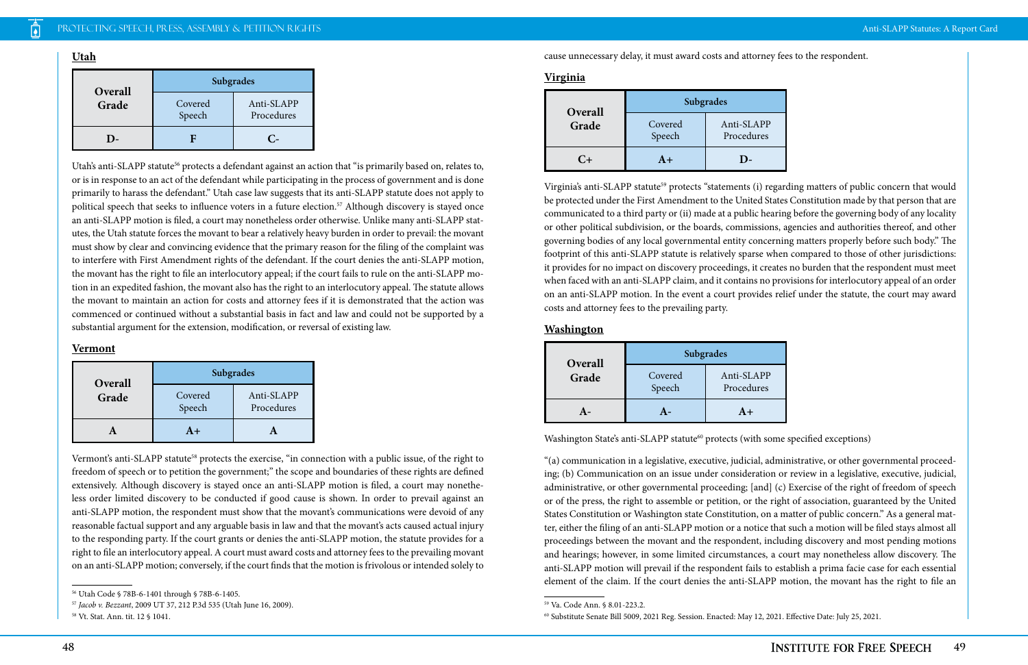## Utah

| Overall Grade | Subgrades | |
|---|---|---|
| | Covered Speech | Anti-SLAPP Procedures |
| D- | F | C- |

Utah's anti-SLAPP statute[56] protects a defendant against an action that "is primarily based on, relates to, or is in response to an act of the defendant while participating in the process of government and is done primarily to harass the defendant." Utah case law suggests that its anti-SLAPP statute does not apply to political speech that seeks to influence voters in a future election.[57] Although discovery is stayed once an anti-SLAPP motion is filed, a court may nonetheless order otherwise. Unlike many anti-SLAPP statutes, the Utah statute forces the movant to bear a relatively heavy burden in order to prevail: the movant must show by clear and convincing evidence that the primary reason for the filing of the complaint was to interfere with First Amendment rights of the defendant. If the court denies the anti-SLAPP motion, the movant has the right to file an interlocutory appeal; if the court fails to rule on the anti-SLAPP motion in an expedited fashion, the movant also has the right to an interlocutory appeal. The statute allows the movant to maintain an action for costs and attorney fees if it is demonstrated that the action was commenced or continued without a substantial basis in fact and law and could not be supported by a substantial argument for the extension, modification, or reversal of existing law.

## Vermont

| Overall Grade | Subgrades | |
|---|---|---|
| | Covered Speech | Anti-SLAPP Procedures |
| A | A+ | A |

Vermont's anti-SLAPP statute[58] protects the exercise, "in connection with a public issue, of the right to freedom of speech or to petition the government;" the scope and boundaries of these rights are defined extensively. Although discovery is stayed once an anti-SLAPP motion is filed, a court may nonetheless order limited discovery to be conducted if good cause is shown. In order to prevail against an anti-SLAPP motion, the respondent must show that the movant's communications were devoid of any reasonable factual support and any arguable basis in law and that the movant's acts caused actual injury to the responding party. If the court grants or denies the anti-SLAPP motion, the statute provides for a right to an interlocutory appeal. A court must award costs and attorney fees to the prevailing movant on an anti-SLAPP motion; conversely, if the court finds that the motion is frivolous or intended solely to cause unnecessary delay, it must award costs and attorney fees to the respondent.

## Virginia

| Overall Grade | Subgrades | |
|---|---|---|
| | Covered Speech | Anti-SLAPP Procedures |
| C+ | A+ | D- |

Virginia's anti-SLAPP statute[59] protects "statements (i) regarding matters of public concern that would be protected under the First Amendment to the United States Constitution made by that person that are communicated to a third party or (ii) made at a public hearing before the governing body of any locality or other political subdivision, or the boards, commissions, agencies and authorities thereof, and other governing bodies of any local governmental entity concerning matters properly before such body." The footprint of this anti-SLAPP statute is relatively sparse when compared to those of other jurisdictions: it provides for no impact on discovery proceedings, it creates no burden that the respondent must meet when faced with an anti-SLAPP claim, and it contains no provisions for interlocutory appeal of an order on an anti-SLAPP motion. In the event a court provides relief under the statute, the court may award costs and attorney fees to the prevailing party.

## Washington

| Overall Grade | Subgrades | |
|---|---|---|
| | Covered Speech | Anti-SLAPP Procedures |
| A- | A- | A+ |

Washington State's anti-SLAPP statute[60] protects (with some specified exceptions)

"(a) communication in a legislative, executive, judicial, administrative, or other governmental proceeding; (b) Communication on an issue under consideration or review in a legislative, executive, judicial, administrative, or other governmental proceeding; [and] (c) Exercise of the right of freedom of speech or of the press, the right to assemble or petition, or the right of association, guaranteed by the United States Constitution or Washington state Constitution, on a matter of public concern." As a general matter, either the filing of an anti-SLAPP motion or a notice that such a motion will be filed stays almost all proceedings between the movant and the respondent, including discovery and most pending motions and hearings; however, in some limited circumstances, a court may nonetheless allow discovery. The anti-SLAPP motion will prevail if the respondent fails to establish a prima facie case for each essential element of the claim. If the court denies the anti-SLAPP motion, the movant has the right to file an

---

[56] Utah Code § 78B-6-1401 through § 78B-6-1405.

[57] *Jacob v. Bezzant*, 2009 UT 37, 212 P.3d 535 (Utah June 16, 2009).

[58] Vt. Stat. Ann. tit. 12 § 1041.

[59] Va. Code Ann. § 8.01-223.2.

[60] Substitute Senate Bill 5009, 2021 Reg. Session. Enacted: May 12, 2021. Effective Date: July 25, 2021.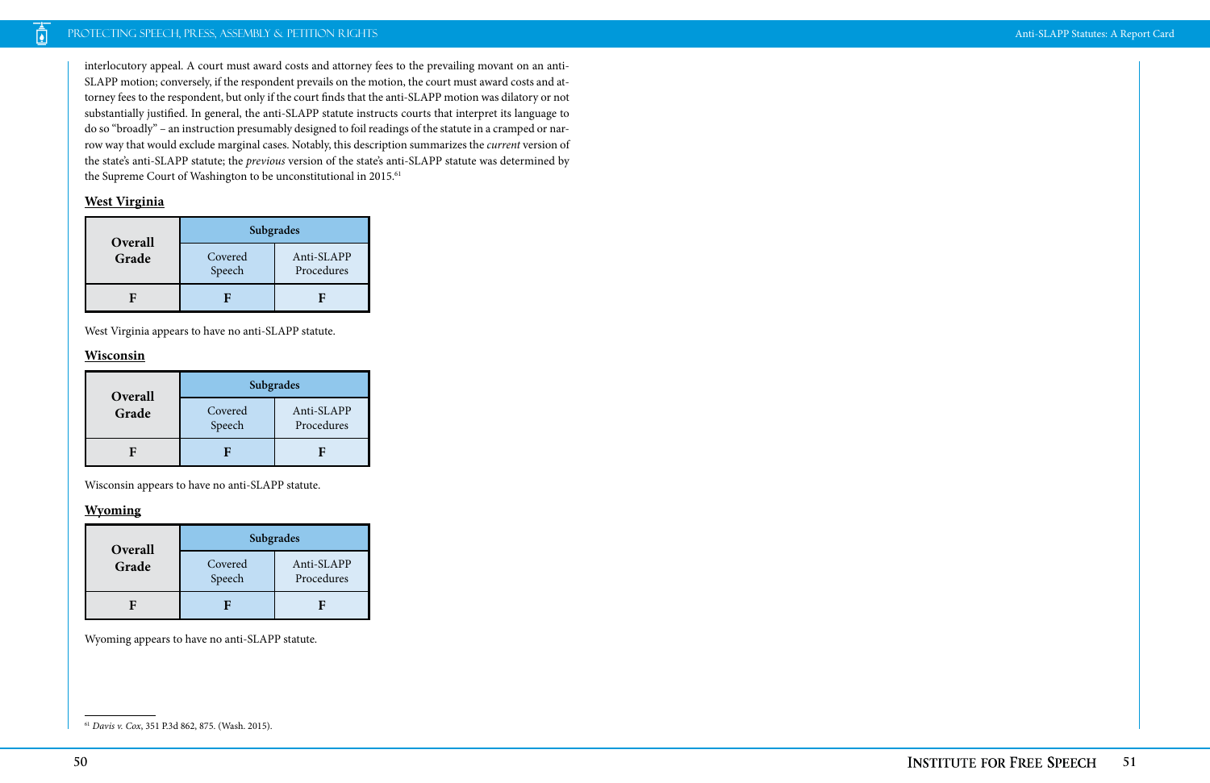interlocutory appeal. A court must award costs and attorney fees to the prevailing movant on an anti-SLAPP motion; conversely, if the respondent prevails on the motion, the court must award costs and attorney fees to the respondent, but only if the court finds that the anti-SLAPP motion was dilatory or not substantially justified. In general, the anti-SLAPP statute instructs courts that interpret its language to do so "broadly" – an instruction presumably designed to foil readings of the statute in a cramped or narrow way that would exclude marginal cases. Notably, this description summarizes the *current* version of the state's anti-SLAPP statute; the *previous* version of the state's anti-SLAPP statute was determined by the Supreme Court of Washington to be unconstitutional in 2015.[61]

**West Virginia**

| Overall Grade | Subgrades | |
|---|---|---|
| | Covered Speech | Anti-SLAPP Procedures |
| F | F | F |

West Virginia appears to have no anti-SLAPP statute.

**Wisconsin**

| Overall Grade | Subgrades | |
|---|---|---|
| | Covered Speech | Anti-SLAPP Procedures |
| F | F | F |

Wisconsin appears to have no anti-SLAPP statute.

**Wyoming**

| Overall Grade | Subgrades | |
|---|---|---|
| | Covered Speech | Anti-SLAPP Procedures |
| F | F | F |

Wyoming appears to have no anti-SLAPP statute.

---

[61] *Davis v. Cox*, 351 P.3d 862, 875. (Wash. 2015).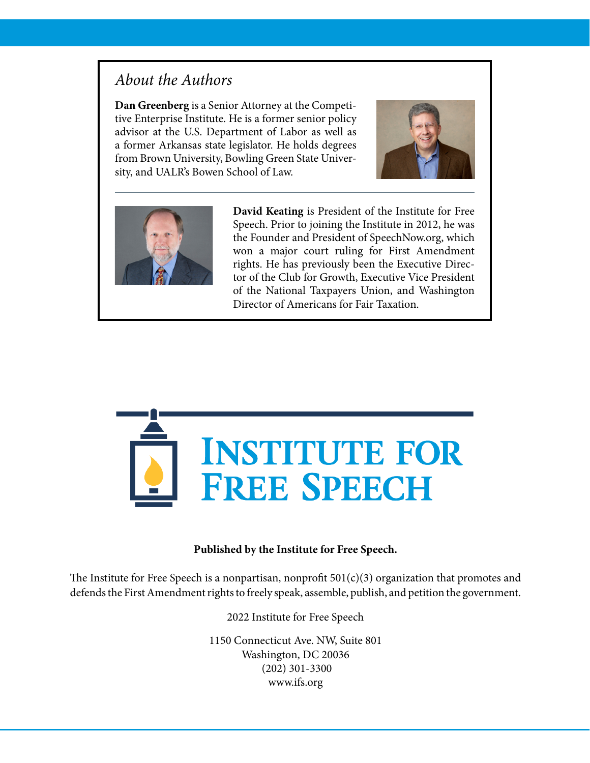## *About the Authors*

**Dan Greenberg** is a Senior Attorney at the Competitive Enterprise Institute. He is a former senior policy advisor at the U.S. Department of Labor as well as a former Arkansas state legislator. He holds degrees from Brown University, Bowling Green State University, and UALR's Bowen School of Law.

**David Keating** is President of the Institute for Free Speech. Prior to joining the Institute in 2012, he was the Founder and President of SpeechNow.org, which won a major court ruling for First Amendment rights. He has previously been the Executive Director of the Club for Growth, Executive Vice President of the National Taxpayers Union, and Washington Director of Americans for Fair Taxation.

INSTITUTE FOR FREE SPEECH

**Published by the Institute for Free Speech.**

The Institute for Free Speech is a nonpartisan, nonprofit 501(c)(3) organization that promotes and defends the First Amendment rights to freely speak, assemble, publish, and petition the government.

2022 Institute for Free Speech

1150 Connecticut Ave. NW, Suite 801
Washington, DC 20036
(202) 301-3300
www.ifs.org